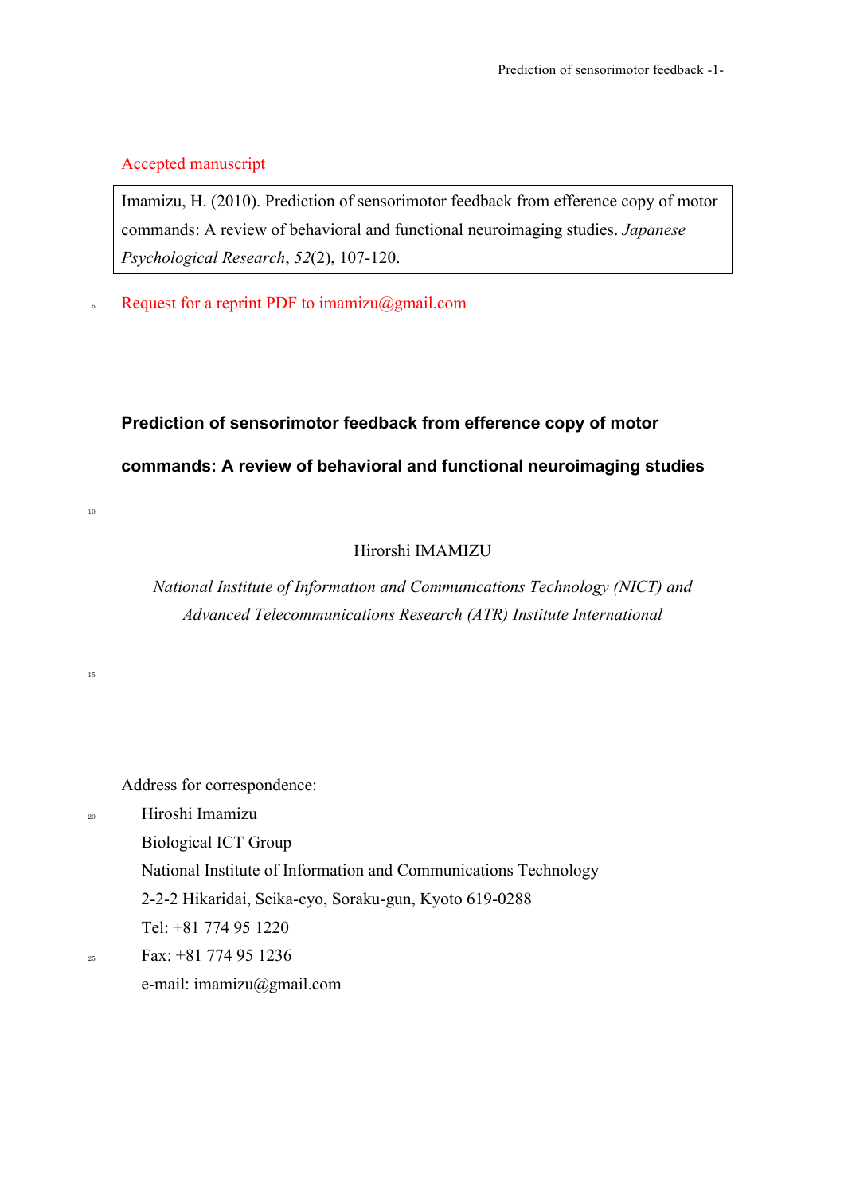Accepted manuscript

Imamizu, H. (2010). Prediction of sensorimotor feedback from efference copy of motor commands: A review of behavioral and functional neuroimaging studies. *Japanese Psychological Research*, *52*(2), 107-120.

Request for a reprint PDF to imamizu@gmail.com

# Prediction of sensorimotor feedback from efference copy of motor commands: A review of behavioral and functional neuroimaging studies

Hirorshi IMAMIZU

*National Institute of Information and Communications Technology (NICT) and Advanced Telecommunications Research (ATR) Institute International*

Address for correspondence:

Hiroshi Imamizu
Biological ICT Group
National Institute of Information and Communications Technology
2-2-2 Hikaridai, Seika-cyo, Soraku-gun, Kyoto 619-0288
Tel: +81 774 95 1220
Fax: +81 774 95 1236
e-mail: imamizu@gmail.com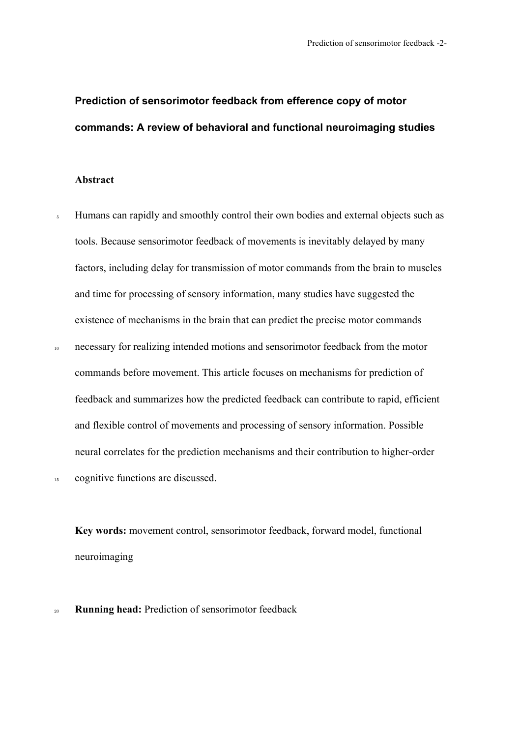# Prediction of sensorimotor feedback from efference copy of motor commands: A review of behavioral and functional neuroimaging studies

## Abstract

Humans can rapidly and smoothly control their own bodies and external objects such as tools. Because sensorimotor feedback of movements is inevitably delayed by many factors, including delay for transmission of motor commands from the brain to muscles and time for processing of sensory information, many studies have suggested the existence of mechanisms in the brain that can predict the precise motor commands necessary for realizing intended motions and sensorimotor feedback from the motor commands before movement. This article focuses on mechanisms for prediction of feedback and summarizes how the predicted feedback can contribute to rapid, efficient and flexible control of movements and processing of sensory information. Possible neural correlates for the prediction mechanisms and their contribution to higher-order cognitive functions are discussed.

**Key words:** movement control, sensorimotor feedback, forward model, functional neuroimaging

**Running head:** Prediction of sensorimotor feedback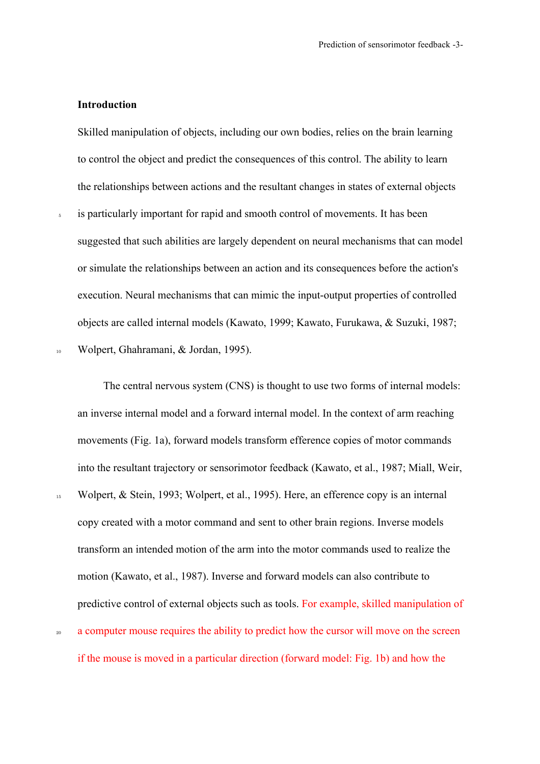## Introduction

Skilled manipulation of objects, including our own bodies, relies on the brain learning to control the object and predict the consequences of this control. The ability to learn the relationships between actions and the resultant changes in states of external objects is particularly important for rapid and smooth control of movements. It has been suggested that such abilities are largely dependent on neural mechanisms that can model or simulate the relationships between an action and its consequences before the action's execution. Neural mechanisms that can mimic the input-output properties of controlled objects are called internal models (Kawato, 1999; Kawato, Furukawa, & Suzuki, 1987; Wolpert, Ghahramani, & Jordan, 1995).

The central nervous system (CNS) is thought to use two forms of internal models: an inverse internal model and a forward internal model. In the context of arm reaching movements (Fig. 1a), forward models transform efference copies of motor commands into the resultant trajectory or sensorimotor feedback (Kawato, et al., 1987; Miall, Weir, Wolpert, & Stein, 1993; Wolpert, et al., 1995). Here, an efference copy is an internal copy created with a motor command and sent to other brain regions. Inverse models transform an intended motion of the arm into the motor commands used to realize the motion (Kawato, et al., 1987). Inverse and forward models can also contribute to predictive control of external objects such as tools. For example, skilled manipulation of a computer mouse requires the ability to predict how the cursor will move on the screen if the mouse is moved in a particular direction (forward model: Fig. 1b) and how the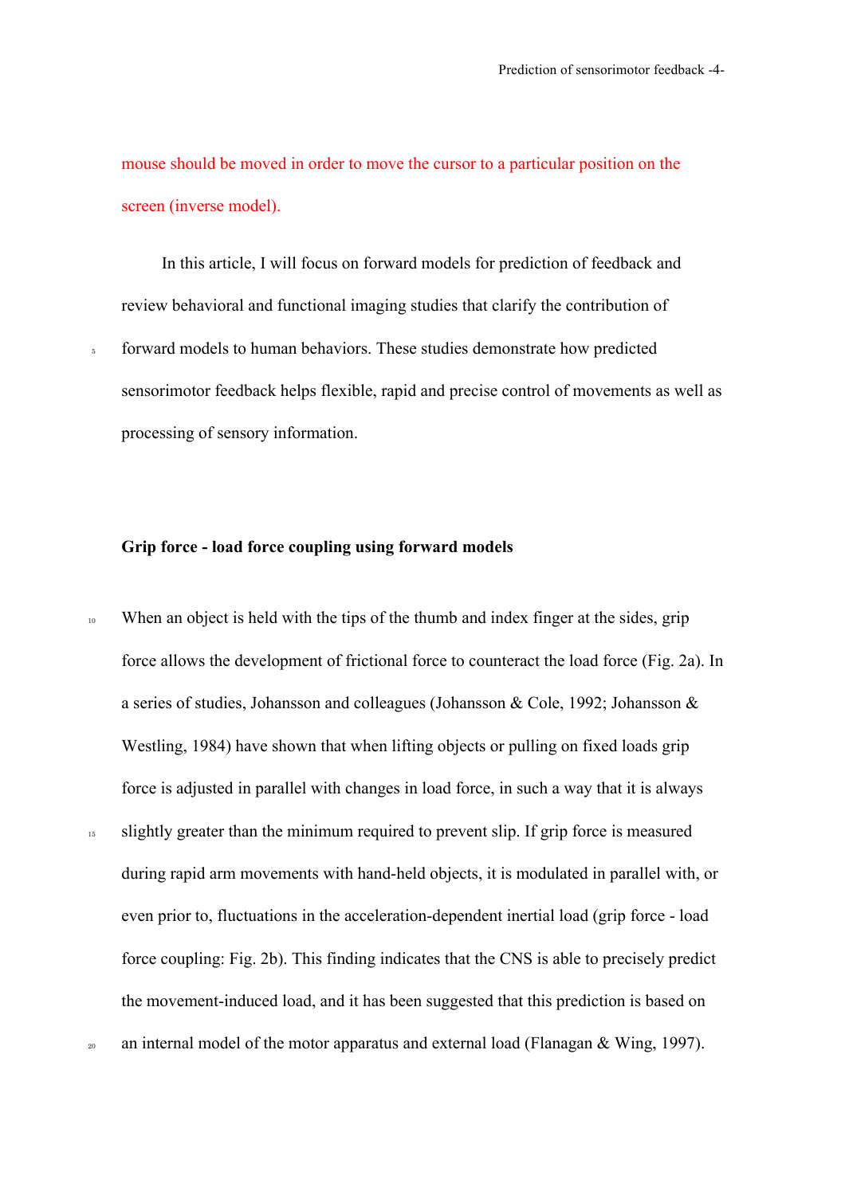mouse should be moved in order to move the cursor to a particular position on the screen (inverse model).

In this article, I will focus on forward models for prediction of feedback and review behavioral and functional imaging studies that clarify the contribution of forward models to human behaviors. These studies demonstrate how predicted sensorimotor feedback helps flexible, rapid and precise control of movements as well as processing of sensory information.

**Grip force - load force coupling using forward models**

When an object is held with the tips of the thumb and index finger at the sides, grip force allows the development of frictional force to counteract the load force (Fig. 2a). In a series of studies, Johansson and colleagues (Johansson & Cole, 1992; Johansson & Westling, 1984) have shown that when lifting objects or pulling on fixed loads grip force is adjusted in parallel with changes in load force, in such a way that it is always slightly greater than the minimum required to prevent slip. If grip force is measured during rapid arm movements with hand-held objects, it is modulated in parallel with, or even prior to, fluctuations in the acceleration-dependent inertial load (grip force - load force coupling: Fig. 2b). This finding indicates that the CNS is able to precisely predict the movement-induced load, and it has been suggested that this prediction is based on an internal model of the motor apparatus and external load (Flanagan & Wing, 1997).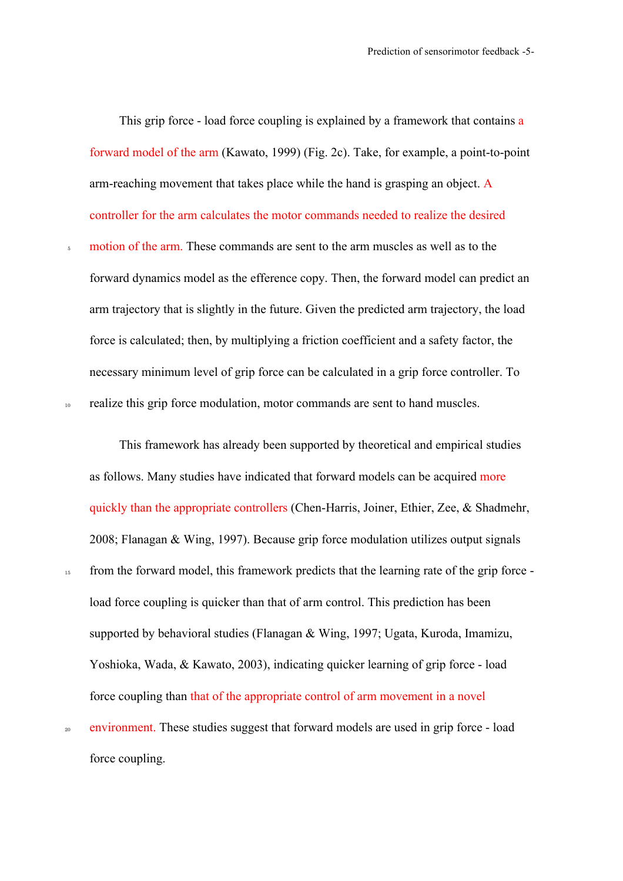This grip force - load force coupling is explained by a framework that contains a forward model of the arm (Kawato, 1999) (Fig. 2c). Take, for example, a point-to-point arm-reaching movement that takes place while the hand is grasping an object. A controller for the arm calculates the motor commands needed to realize the desired motion of the arm. These commands are sent to the arm muscles as well as to the forward dynamics model as the efference copy. Then, the forward model can predict an arm trajectory that is slightly in the future. Given the predicted arm trajectory, the load force is calculated; then, by multiplying a friction coefficient and a safety factor, the necessary minimum level of grip force can be calculated in a grip force controller. To realize this grip force modulation, motor commands are sent to hand muscles.

This framework has already been supported by theoretical and empirical studies as follows. Many studies have indicated that forward models can be acquired more quickly than the appropriate controllers (Chen-Harris, Joiner, Ethier, Zee, & Shadmehr, 2008; Flanagan & Wing, 1997). Because grip force modulation utilizes output signals from the forward model, this framework predicts that the learning rate of the grip force - load force coupling is quicker than that of arm control. This prediction has been supported by behavioral studies (Flanagan & Wing, 1997; Ugata, Kuroda, Imamizu, Yoshioka, Wada, & Kawato, 2003), indicating quicker learning of grip force - load force coupling than that of the appropriate control of arm movement in a novel environment. These studies suggest that forward models are used in grip force - load force coupling.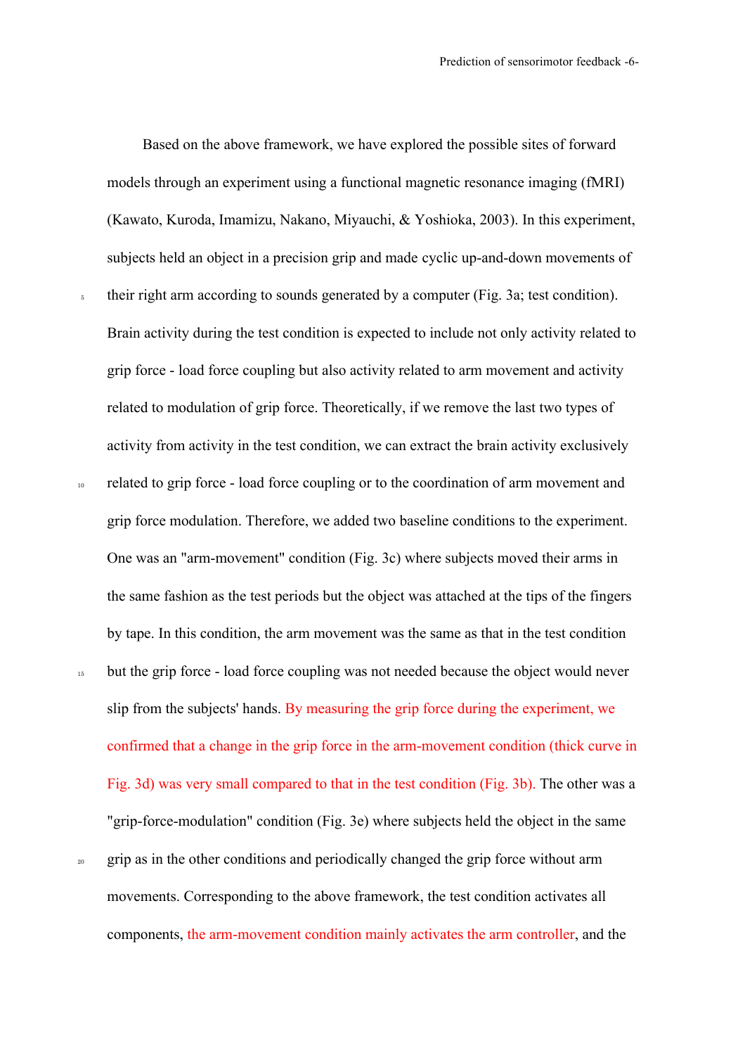Based on the above framework, we have explored the possible sites of forward models through an experiment using a functional magnetic resonance imaging (fMRI) (Kawato, Kuroda, Imamizu, Nakano, Miyauchi, & Yoshioka, 2003). In this experiment, subjects held an object in a precision grip and made cyclic up-and-down movements of their right arm according to sounds generated by a computer (Fig. 3a; test condition). Brain activity during the test condition is expected to include not only activity related to grip force - load force coupling but also activity related to arm movement and activity related to modulation of grip force. Theoretically, if we remove the last two types of activity from activity in the test condition, we can extract the brain activity exclusively related to grip force - load force coupling or to the coordination of arm movement and grip force modulation. Therefore, we added two baseline conditions to the experiment. One was an "arm-movement" condition (Fig. 3c) where subjects moved their arms in the same fashion as the test periods but the object was attached at the tips of the fingers by tape. In this condition, the arm movement was the same as that in the test condition but the grip force - load force coupling was not needed because the object would never slip from the subjects' hands. By measuring the grip force during the experiment, we confirmed that a change in the grip force in the arm-movement condition (thick curve in Fig. 3d) was very small compared to that in the test condition (Fig. 3b). The other was a "grip-force-modulation" condition (Fig. 3e) where subjects held the object in the same grip as in the other conditions and periodically changed the grip force without arm movements. Corresponding to the above framework, the test condition activates all components, the arm-movement condition mainly activates the arm controller, and the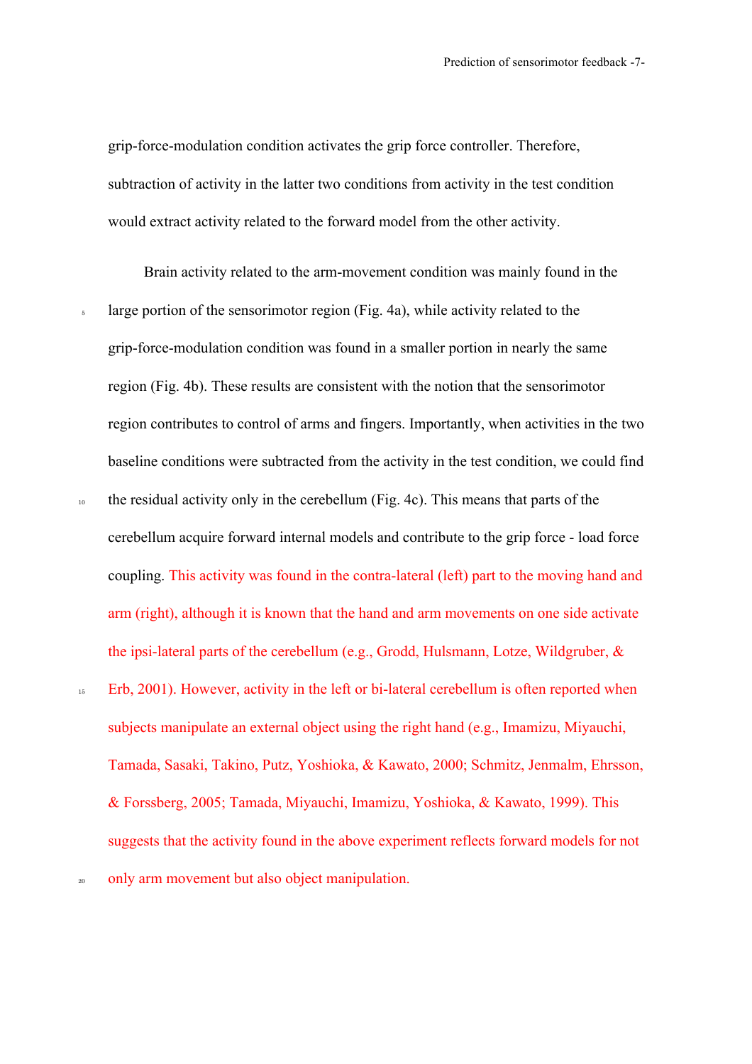grip-force-modulation condition activates the grip force controller. Therefore, subtraction of activity in the latter two conditions from activity in the test condition would extract activity related to the forward model from the other activity.

Brain activity related to the arm-movement condition was mainly found in the large portion of the sensorimotor region (Fig. 4a), while activity related to the grip-force-modulation condition was found in a smaller portion in nearly the same region (Fig. 4b). These results are consistent with the notion that the sensorimotor region contributes to control of arms and fingers. Importantly, when activities in the two baseline conditions were subtracted from the activity in the test condition, we could find the residual activity only in the cerebellum (Fig. 4c). This means that parts of the cerebellum acquire forward internal models and contribute to the grip force - load force coupling. This activity was found in the contra-lateral (left) part to the moving hand and arm (right), although it is known that the hand and arm movements on one side activate the ipsi-lateral parts of the cerebellum (e.g., Grodd, Hulsmann, Lotze, Wildgruber, & Erb, 2001). However, activity in the left or bi-lateral cerebellum is often reported when subjects manipulate an external object using the right hand (e.g., Imamizu, Miyauchi, Tamada, Sasaki, Takino, Putz, Yoshioka, & Kawato, 2000; Schmitz, Jenmalm, Ehrsson, & Forssberg, 2005; Tamada, Miyauchi, Imamizu, Yoshioka, & Kawato, 1999). This suggests that the activity found in the above experiment reflects forward models for not only arm movement but also object manipulation.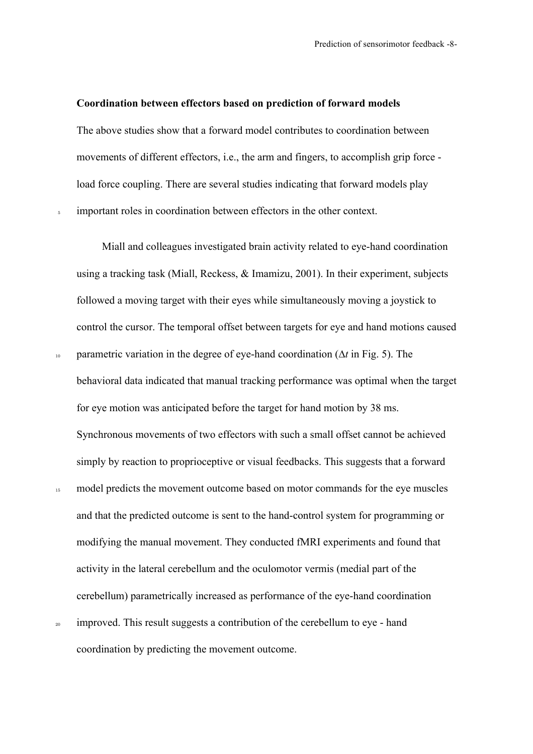**Coordination between effectors based on prediction of forward models**

The above studies show that a forward model contributes to coordination between movements of different effectors, i.e., the arm and fingers, to accomplish grip force - load force coupling. There are several studies indicating that forward models play important roles in coordination between effectors in the other context.

Miall and colleagues investigated brain activity related to eye-hand coordination using a tracking task (Miall, Reckess, & Imamizu, 2001). In their experiment, subjects followed a moving target with their eyes while simultaneously moving a joystick to control the cursor. The temporal offset between targets for eye and hand motions caused parametric variation in the degree of eye-hand coordination ($\Delta t$ in Fig. 5). The behavioral data indicated that manual tracking performance was optimal when the target for eye motion was anticipated before the target for hand motion by 38 ms. Synchronous movements of two effectors with such a small offset cannot be achieved simply by reaction to proprioceptive or visual feedbacks. This suggests that a forward model predicts the movement outcome based on motor commands for the eye muscles and that the predicted outcome is sent to the hand-control system for programming or modifying the manual movement. They conducted fMRI experiments and found that activity in the lateral cerebellum and the oculomotor vermis (medial part of the cerebellum) parametrically increased as performance of the eye-hand coordination improved. This result suggests a contribution of the cerebellum to eye - hand coordination by predicting the movement outcome.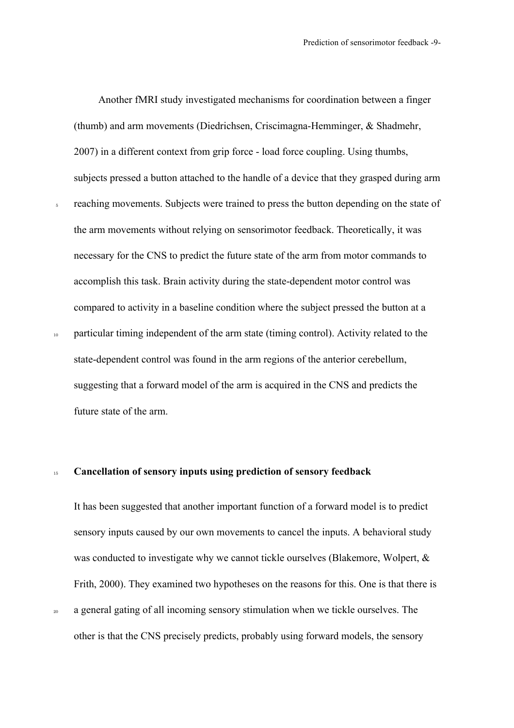Another fMRI study investigated mechanisms for coordination between a finger (thumb) and arm movements (Diedrichsen, Criscimagna-Hemminger, & Shadmehr, 2007) in a different context from grip force - load force coupling. Using thumbs, subjects pressed a button attached to the handle of a device that they grasped during arm reaching movements. Subjects were trained to press the button depending on the state of the arm movements without relying on sensorimotor feedback. Theoretically, it was necessary for the CNS to predict the future state of the arm from motor commands to accomplish this task. Brain activity during the state-dependent motor control was compared to activity in a baseline condition where the subject pressed the button at a particular timing independent of the arm state (timing control). Activity related to the state-dependent control was found in the arm regions of the anterior cerebellum, suggesting that a forward model of the arm is acquired in the CNS and predicts the future state of the arm.

## Cancellation of sensory inputs using prediction of sensory feedback

It has been suggested that another important function of a forward model is to predict sensory inputs caused by our own movements to cancel the inputs. A behavioral study was conducted to investigate why we cannot tickle ourselves (Blakemore, Wolpert, & Frith, 2000). They examined two hypotheses on the reasons for this. One is that there is a general gating of all incoming sensory stimulation when we tickle ourselves. The other is that the CNS precisely predicts, probably using forward models, the sensory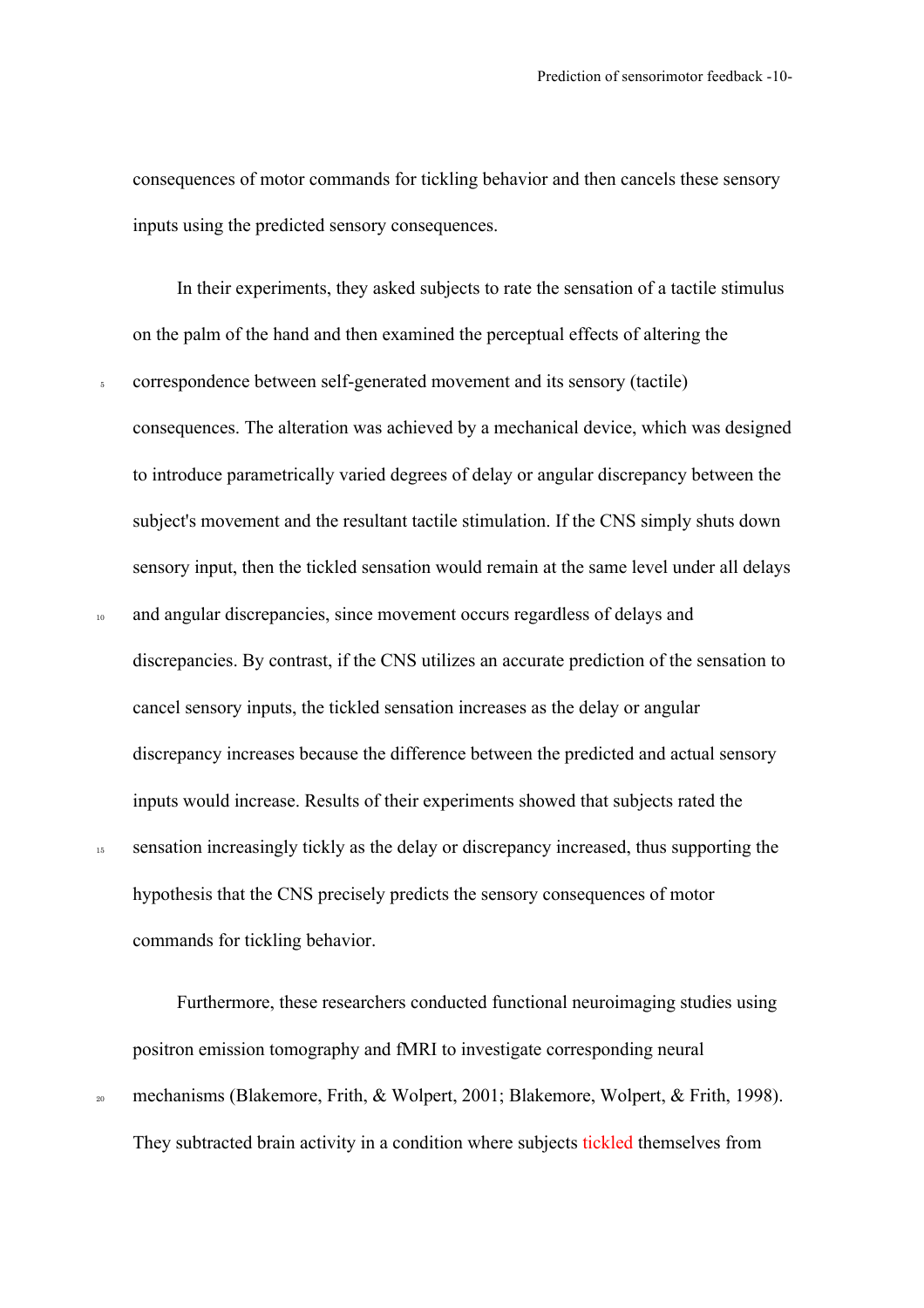consequences of motor commands for tickling behavior and then cancels these sensory inputs using the predicted sensory consequences.

In their experiments, they asked subjects to rate the sensation of a tactile stimulus on the palm of the hand and then examined the perceptual effects of altering the correspondence between self-generated movement and its sensory (tactile) consequences. The alteration was achieved by a mechanical device, which was designed to introduce parametrically varied degrees of delay or angular discrepancy between the subject's movement and the resultant tactile stimulation. If the CNS simply shuts down sensory input, then the tickled sensation would remain at the same level under all delays and angular discrepancies, since movement occurs regardless of delays and discrepancies. By contrast, if the CNS utilizes an accurate prediction of the sensation to cancel sensory inputs, the tickled sensation increases as the delay or angular discrepancy increases because the difference between the predicted and actual sensory inputs would increase. Results of their experiments showed that subjects rated the sensation increasingly tickly as the delay or discrepancy increased, thus supporting the hypothesis that the CNS precisely predicts the sensory consequences of motor commands for tickling behavior.

Furthermore, these researchers conducted functional neuroimaging studies using positron emission tomography and fMRI to investigate corresponding neural mechanisms (Blakemore, Frith, & Wolpert, 2001; Blakemore, Wolpert, & Frith, 1998). They subtracted brain activity in a condition where subjects tickled themselves from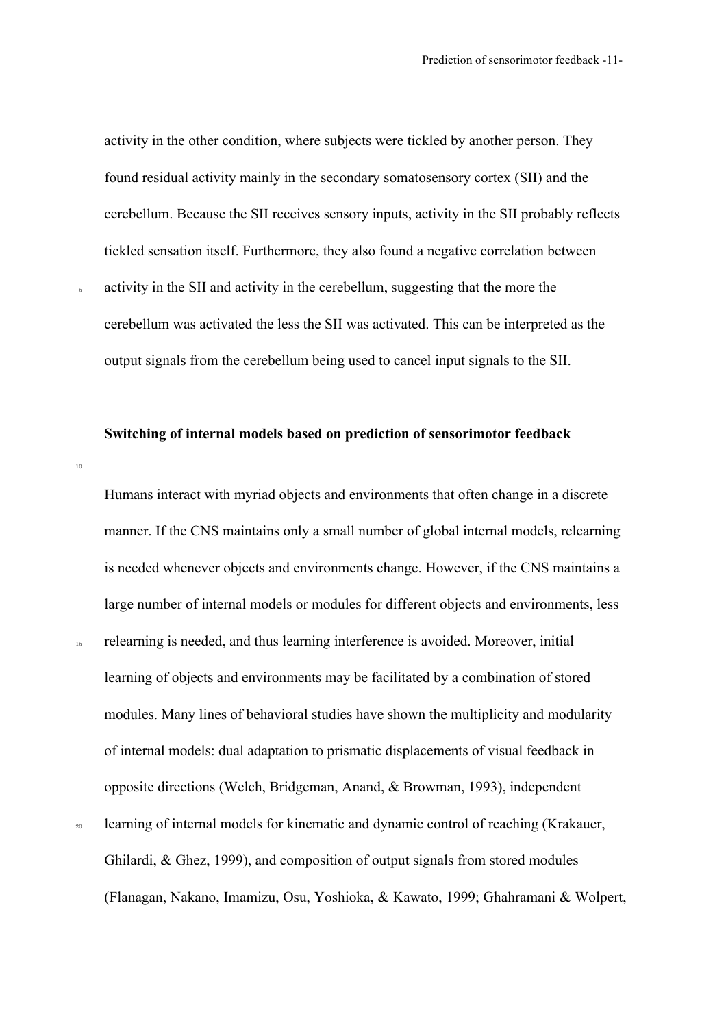activity in the other condition, where subjects were tickled by another person. They found residual activity mainly in the secondary somatosensory cortex (SII) and the cerebellum. Because the SII receives sensory inputs, activity in the SII probably reflects tickled sensation itself. Furthermore, they also found a negative correlation between activity in the SII and activity in the cerebellum, suggesting that the more the cerebellum was activated the less the SII was activated. This can be interpreted as the output signals from the cerebellum being used to cancel input signals to the SII.

**Switching of internal models based on prediction of sensorimotor feedback**

Humans interact with myriad objects and environments that often change in a discrete manner. If the CNS maintains only a small number of global internal models, relearning is needed whenever objects and environments change. However, if the CNS maintains a large number of internal models or modules for different objects and environments, less relearning is needed, and thus learning interference is avoided. Moreover, initial learning of objects and environments may be facilitated by a combination of stored modules. Many lines of behavioral studies have shown the multiplicity and modularity of internal models: dual adaptation to prismatic displacements of visual feedback in opposite directions (Welch, Bridgeman, Anand, & Browman, 1993), independent learning of internal models for kinematic and dynamic control of reaching (Krakauer, Ghilardi, & Ghez, 1999), and composition of output signals from stored modules (Flanagan, Nakano, Imamizu, Osu, Yoshioka, & Kawato, 1999; Ghahramani & Wolpert,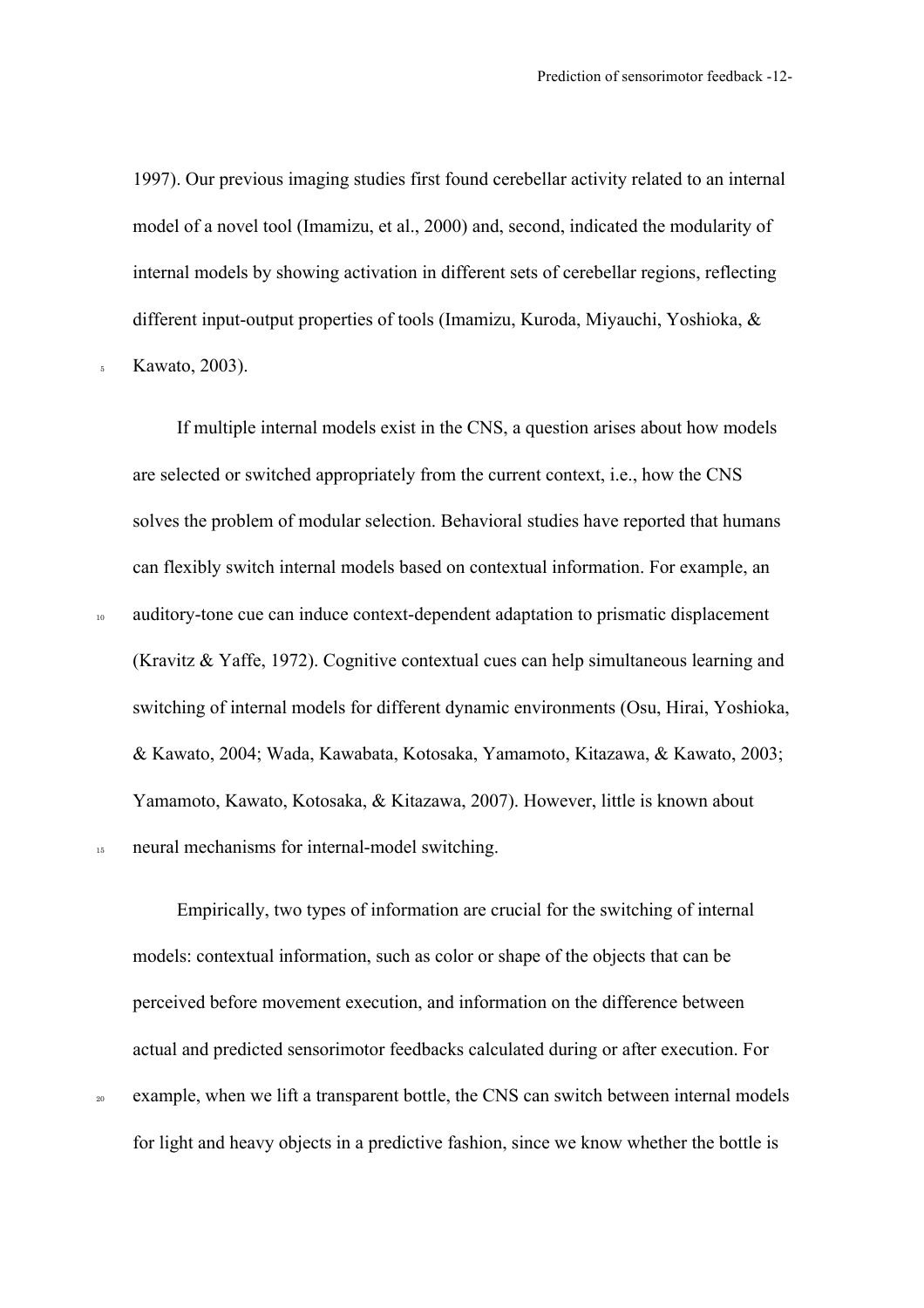1997). Our previous imaging studies first found cerebellar activity related to an internal model of a novel tool (Imamizu, et al., 2000) and, second, indicated the modularity of internal models by showing activation in different sets of cerebellar regions, reflecting different input-output properties of tools (Imamizu, Kuroda, Miyauchi, Yoshioka, & Kawato, 2003).

If multiple internal models exist in the CNS, a question arises about how models are selected or switched appropriately from the current context, i.e., how the CNS solves the problem of modular selection. Behavioral studies have reported that humans can flexibly switch internal models based on contextual information. For example, an auditory-tone cue can induce context-dependent adaptation to prismatic displacement (Kravitz & Yaffe, 1972). Cognitive contextual cues can help simultaneous learning and switching of internal models for different dynamic environments (Osu, Hirai, Yoshioka, & Kawato, 2004; Wada, Kawabata, Kotosaka, Yamamoto, Kitazawa, & Kawato, 2003; Yamamoto, Kawato, Kotosaka, & Kitazawa, 2007). However, little is known about neural mechanisms for internal-model switching.

Empirically, two types of information are crucial for the switching of internal models: contextual information, such as color or shape of the objects that can be perceived before movement execution, and information on the difference between actual and predicted sensorimotor feedbacks calculated during or after execution. For example, when we lift a transparent bottle, the CNS can switch between internal models for light and heavy objects in a predictive fashion, since we know whether the bottle is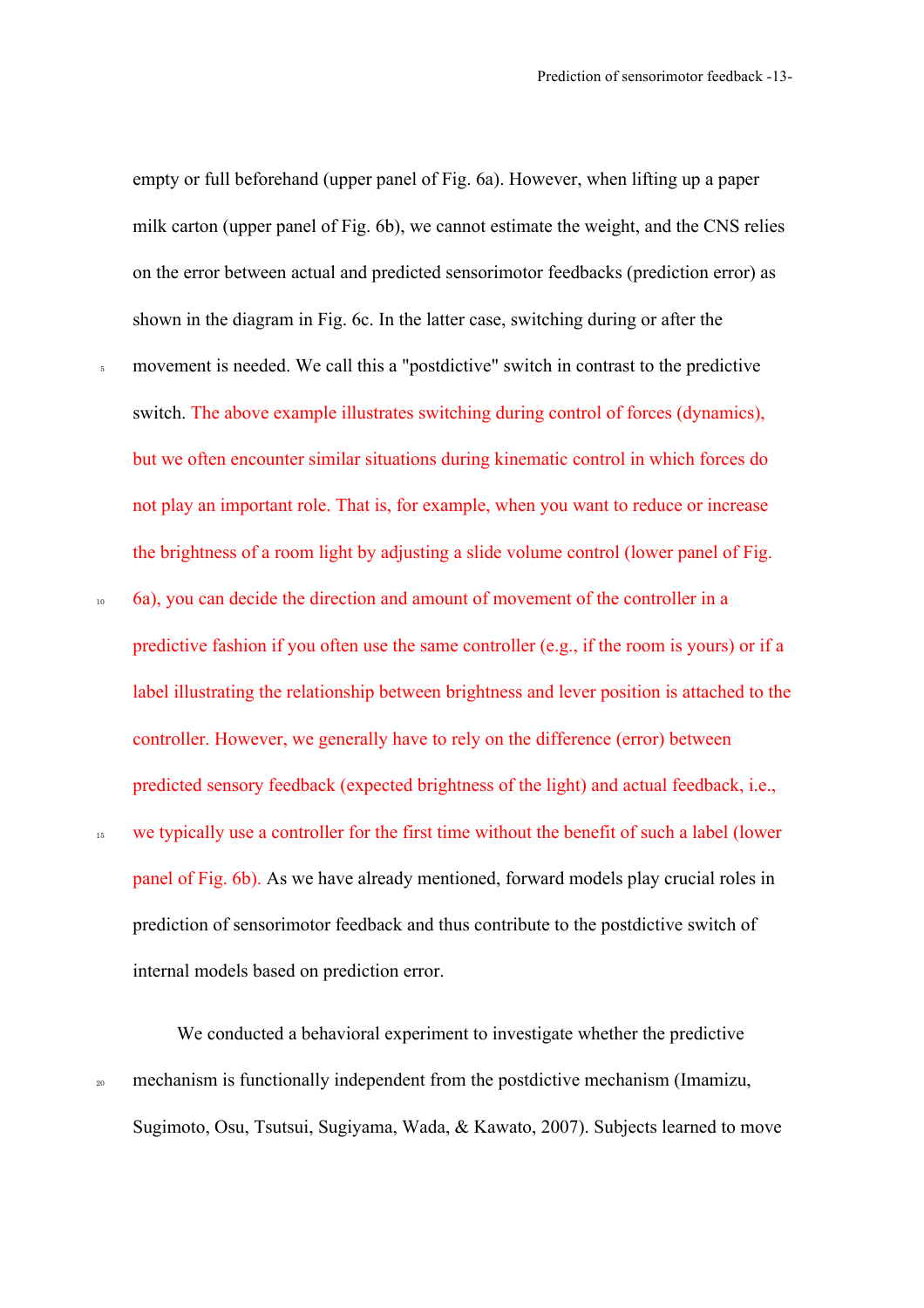empty or full beforehand (upper panel of Fig. 6a). However, when lifting up a paper milk carton (upper panel of Fig. 6b), we cannot estimate the weight, and the CNS relies on the error between actual and predicted sensorimotor feedbacks (prediction error) as shown in the diagram in Fig. 6c. In the latter case, switching during or after the movement is needed. We call this a "postdictive" switch in contrast to the predictive switch. The above example illustrates switching during control of forces (dynamics), but we often encounter similar situations during kinematic control in which forces do not play an important role. That is, for example, when you want to reduce or increase the brightness of a room light by adjusting a slide volume control (lower panel of Fig. 6a), you can decide the direction and amount of movement of the controller in a predictive fashion if you often use the same controller (e.g., if the room is yours) or if a label illustrating the relationship between brightness and lever position is attached to the controller. However, we generally have to rely on the difference (error) between predicted sensory feedback (expected brightness of the light) and actual feedback, i.e., we typically use a controller for the first time without the benefit of such a label (lower panel of Fig. 6b). As we have already mentioned, forward models play crucial roles in prediction of sensorimotor feedback and thus contribute to the postdictive switch of internal models based on prediction error.

We conducted a behavioral experiment to investigate whether the predictive mechanism is functionally independent from the postdictive mechanism (Imamizu, Sugimoto, Osu, Tsutsui, Sugiyama, Wada, & Kawato, 2007). Subjects learned to move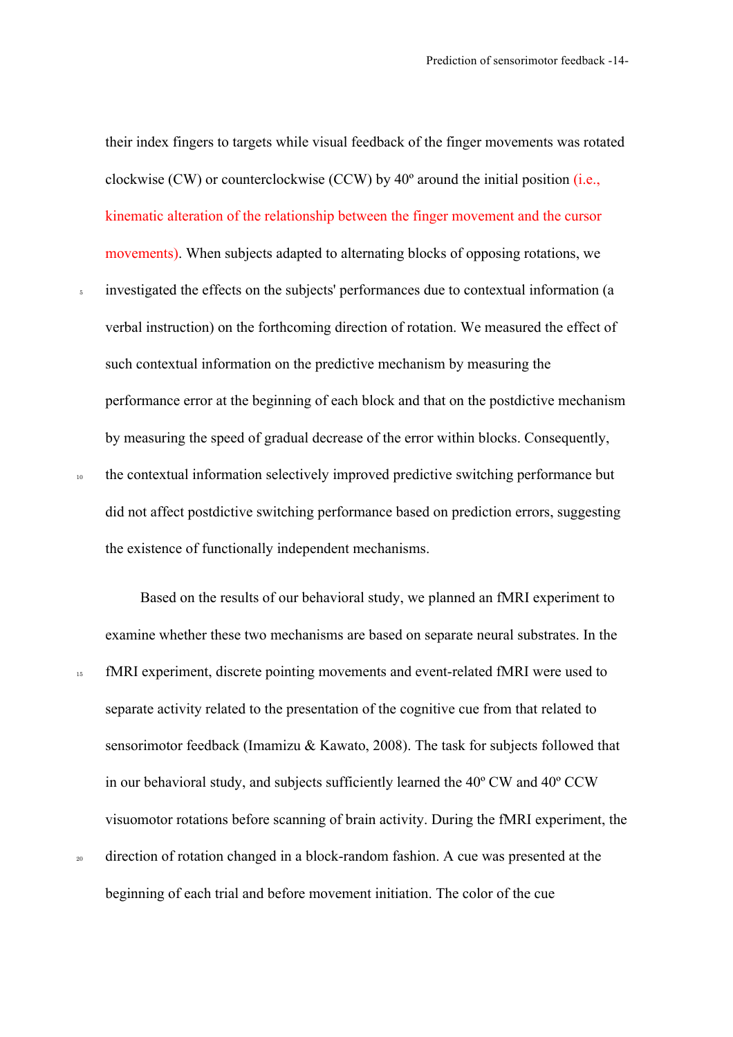their index fingers to targets while visual feedback of the finger movements was rotated clockwise (CW) or counterclockwise (CCW) by 40º around the initial position (i.e., kinematic alteration of the relationship between the finger movement and the cursor movements). When subjects adapted to alternating blocks of opposing rotations, we investigated the effects on the subjects' performances due to contextual information (a verbal instruction) on the forthcoming direction of rotation. We measured the effect of such contextual information on the predictive mechanism by measuring the performance error at the beginning of each block and that on the postdictive mechanism by measuring the speed of gradual decrease of the error within blocks. Consequently, the contextual information selectively improved predictive switching performance but did not affect postdictive switching performance based on prediction errors, suggesting the existence of functionally independent mechanisms.

Based on the results of our behavioral study, we planned an fMRI experiment to examine whether these two mechanisms are based on separate neural substrates. In the fMRI experiment, discrete pointing movements and event-related fMRI were used to separate activity related to the presentation of the cognitive cue from that related to sensorimotor feedback (Imamizu & Kawato, 2008). The task for subjects followed that in our behavioral study, and subjects sufficiently learned the 40º CW and 40º CCW visuomotor rotations before scanning of brain activity. During the fMRI experiment, the direction of rotation changed in a block-random fashion. A cue was presented at the beginning of each trial and before movement initiation. The color of the cue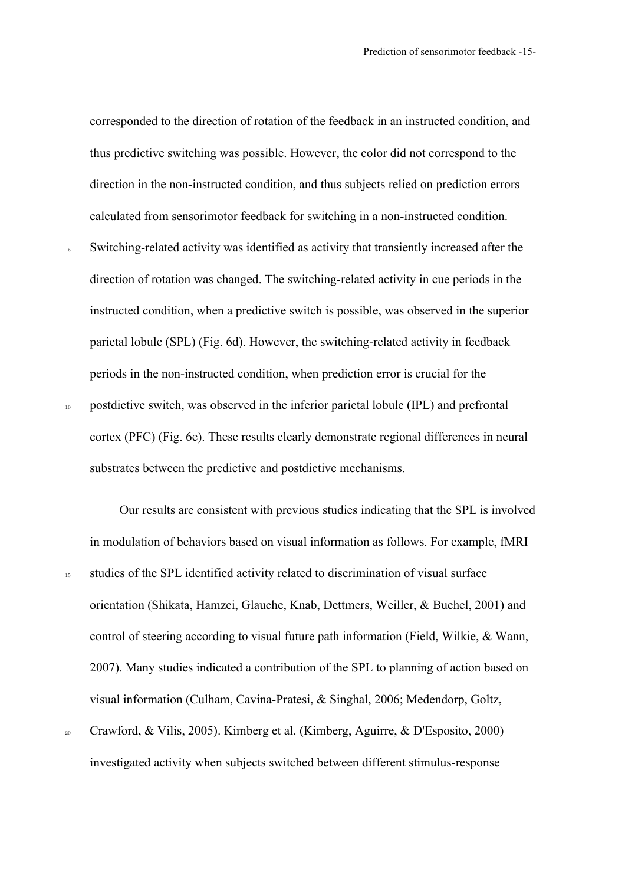corresponded to the direction of rotation of the feedback in an instructed condition, and thus predictive switching was possible. However, the color did not correspond to the direction in the non-instructed condition, and thus subjects relied on prediction errors calculated from sensorimotor feedback for switching in a non-instructed condition. Switching-related activity was identified as activity that transiently increased after the direction of rotation was changed. The switching-related activity in cue periods in the instructed condition, when a predictive switch is possible, was observed in the superior parietal lobule (SPL) (Fig. 6d). However, the switching-related activity in feedback periods in the non-instructed condition, when prediction error is crucial for the postdictive switch, was observed in the inferior parietal lobule (IPL) and prefrontal cortex (PFC) (Fig. 6e). These results clearly demonstrate regional differences in neural substrates between the predictive and postdictive mechanisms.

Our results are consistent with previous studies indicating that the SPL is involved in modulation of behaviors based on visual information as follows. For example, fMRI studies of the SPL identified activity related to discrimination of visual surface orientation (Shikata, Hamzei, Glauche, Knab, Dettmers, Weiller, & Buchel, 2001) and control of steering according to visual future path information (Field, Wilkie, & Wann, 2007). Many studies indicated a contribution of the SPL to planning of action based on visual information (Culham, Cavina-Pratesi, & Singhal, 2006; Medendorp, Goltz, Crawford, & Vilis, 2005). Kimberg et al. (Kimberg, Aguirre, & D'Esposito, 2000) investigated activity when subjects switched between different stimulus-response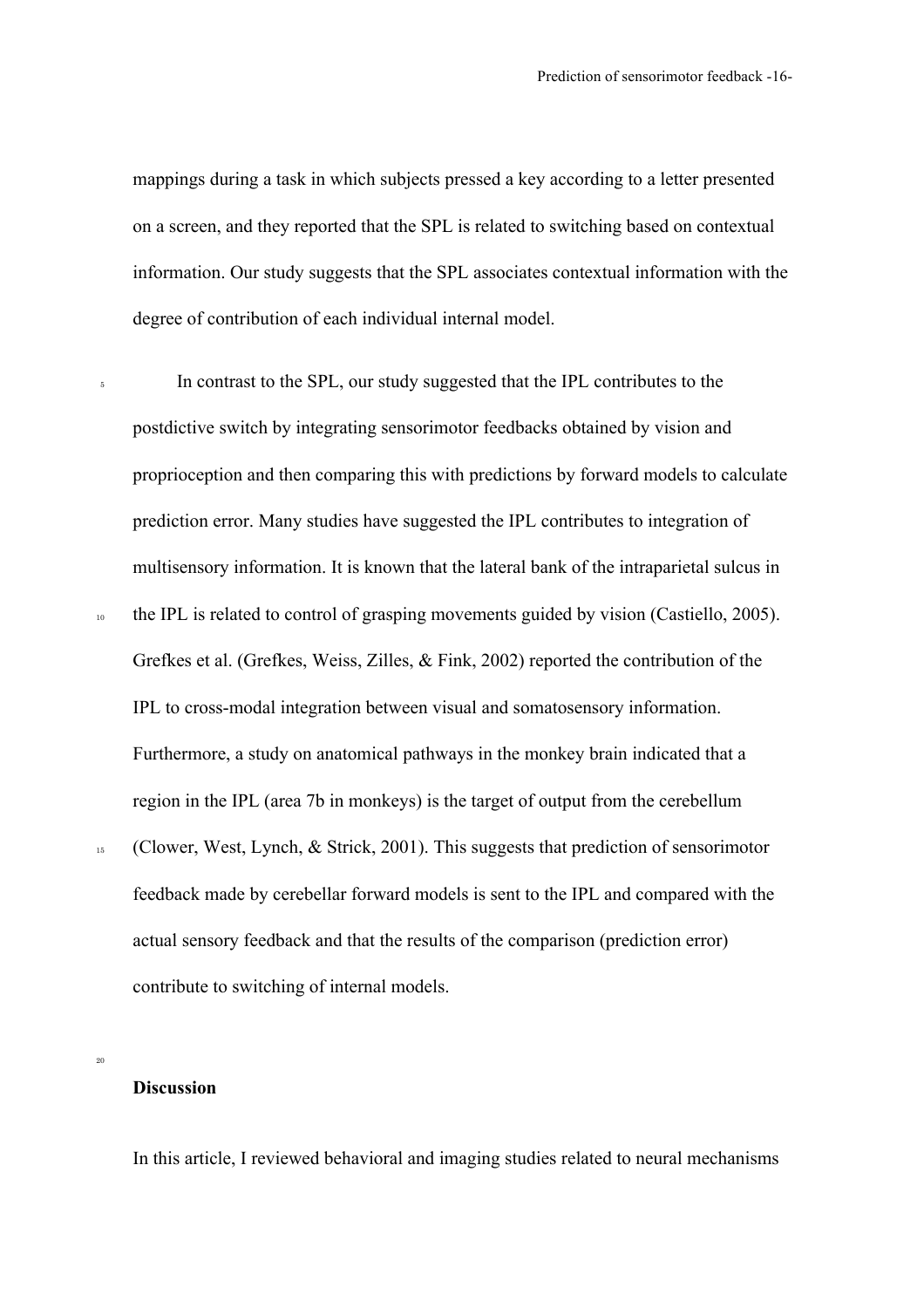mappings during a task in which subjects pressed a key according to a letter presented on a screen, and they reported that the SPL is related to switching based on contextual information. Our study suggests that the SPL associates contextual information with the degree of contribution of each individual internal model.

In contrast to the SPL, our study suggested that the IPL contributes to the postdictive switch by integrating sensorimotor feedbacks obtained by vision and proprioception and then comparing this with predictions by forward models to calculate prediction error. Many studies have suggested the IPL contributes to integration of multisensory information. It is known that the lateral bank of the intraparietal sulcus in the IPL is related to control of grasping movements guided by vision (Castiello, 2005). Grefkes et al. (Grefkes, Weiss, Zilles, & Fink, 2002) reported the contribution of the IPL to cross-modal integration between visual and somatosensory information. Furthermore, a study on anatomical pathways in the monkey brain indicated that a region in the IPL (area 7b in monkeys) is the target of output from the cerebellum (Clower, West, Lynch, & Strick, 2001). This suggests that prediction of sensorimotor feedback made by cerebellar forward models is sent to the IPL and compared with the actual sensory feedback and that the results of the comparison (prediction error) contribute to switching of internal models.

## Discussion

In this article, I reviewed behavioral and imaging studies related to neural mechanisms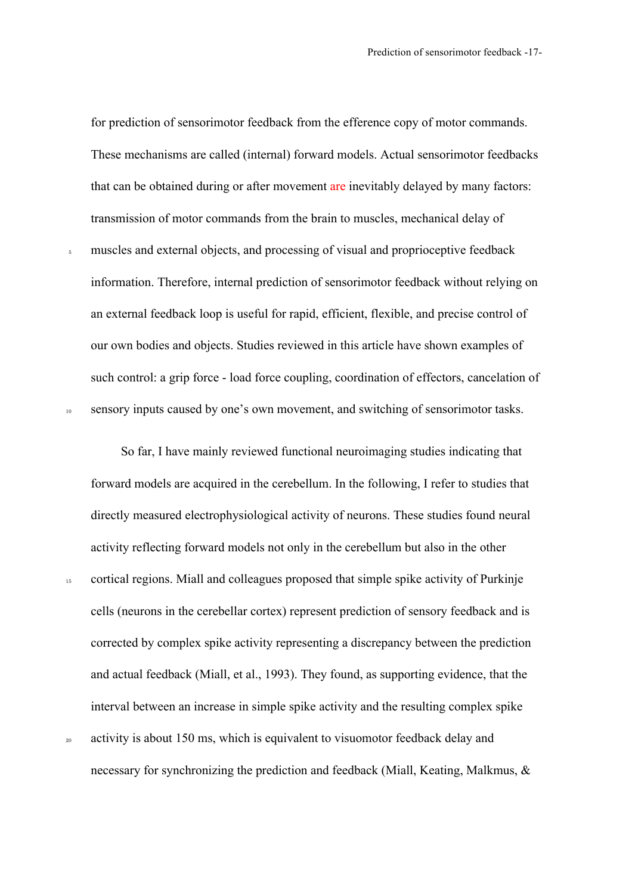for prediction of sensorimotor feedback from the efference copy of motor commands. These mechanisms are called (internal) forward models. Actual sensorimotor feedbacks that can be obtained during or after movement are inevitably delayed by many factors: transmission of motor commands from the brain to muscles, mechanical delay of muscles and external objects, and processing of visual and proprioceptive feedback information. Therefore, internal prediction of sensorimotor feedback without relying on an external feedback loop is useful for rapid, efficient, flexible, and precise control of our own bodies and objects. Studies reviewed in this article have shown examples of such control: a grip force - load force coupling, coordination of effectors, cancelation of sensory inputs caused by one's own movement, and switching of sensorimotor tasks.

So far, I have mainly reviewed functional neuroimaging studies indicating that forward models are acquired in the cerebellum. In the following, I refer to studies that directly measured electrophysiological activity of neurons. These studies found neural activity reflecting forward models not only in the cerebellum but also in the other cortical regions. Miall and colleagues proposed that simple spike activity of Purkinje cells (neurons in the cerebellar cortex) represent prediction of sensory feedback and is corrected by complex spike activity representing a discrepancy between the prediction and actual feedback (Miall, et al., 1993). They found, as supporting evidence, that the interval between an increase in simple spike activity and the resulting complex spike activity is about 150 ms, which is equivalent to visuomotor feedback delay and necessary for synchronizing the prediction and feedback (Miall, Keating, Malkmus, &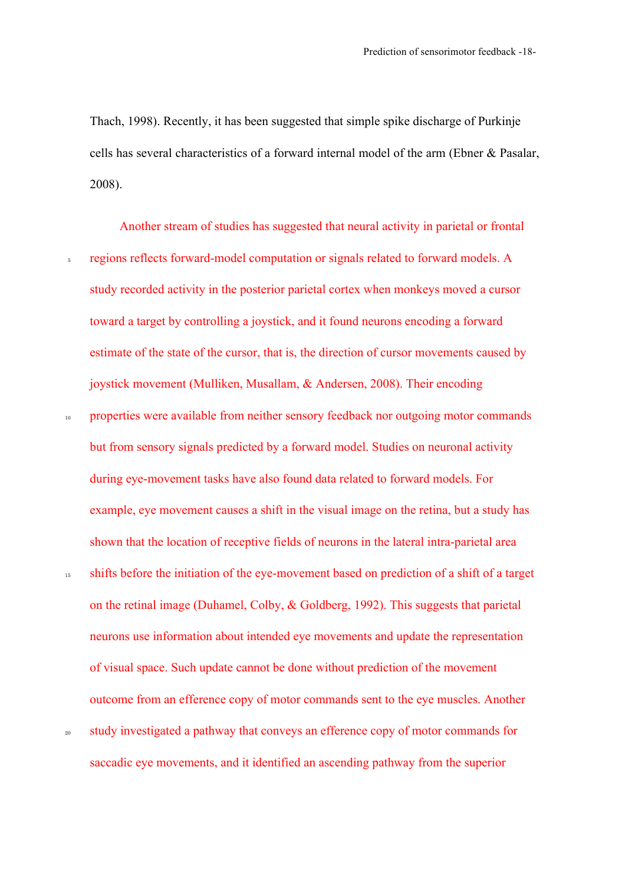Thach, 1998). Recently, it has been suggested that simple spike discharge of Purkinje cells has several characteristics of a forward internal model of the arm (Ebner & Pasalar, 2008).

Another stream of studies has suggested that neural activity in parietal or frontal regions reflects forward-model computation or signals related to forward models. A study recorded activity in the posterior parietal cortex when monkeys moved a cursor toward a target by controlling a joystick, and it found neurons encoding a forward estimate of the state of the cursor, that is, the direction of cursor movements caused by joystick movement (Mulliken, Musallam, & Andersen, 2008). Their encoding properties were available from neither sensory feedback nor outgoing motor commands but from sensory signals predicted by a forward model. Studies on neuronal activity during eye-movement tasks have also found data related to forward models. For example, eye movement causes a shift in the visual image on the retina, but a study has shown that the location of receptive fields of neurons in the lateral intra-parietal area shifts before the initiation of the eye-movement based on prediction of a shift of a target on the retinal image (Duhamel, Colby, & Goldberg, 1992). This suggests that parietal neurons use information about intended eye movements and update the representation of visual space. Such update cannot be done without prediction of the movement outcome from an efference copy of motor commands sent to the eye muscles. Another study investigated a pathway that conveys an efference copy of motor commands for saccadic eye movements, and it identified an ascending pathway from the superior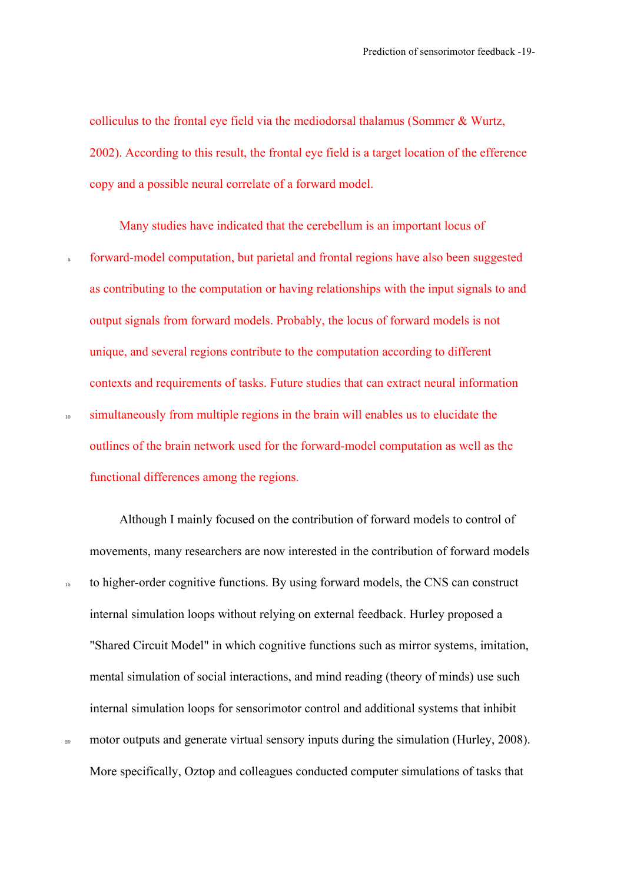colliculus to the frontal eye field via the mediodorsal thalamus (Sommer & Wurtz, 2002). According to this result, the frontal eye field is a target location of the efference copy and a possible neural correlate of a forward model.

Many studies have indicated that the cerebellum is an important locus of forward-model computation, but parietal and frontal regions have also been suggested as contributing to the computation or having relationships with the input signals to and output signals from forward models. Probably, the locus of forward models is not unique, and several regions contribute to the computation according to different contexts and requirements of tasks. Future studies that can extract neural information simultaneously from multiple regions in the brain will enables us to elucidate the outlines of the brain network used for the forward-model computation as well as the functional differences among the regions.

Although I mainly focused on the contribution of forward models to control of movements, many researchers are now interested in the contribution of forward models to higher-order cognitive functions. By using forward models, the CNS can construct internal simulation loops without relying on external feedback. Hurley proposed a "Shared Circuit Model" in which cognitive functions such as mirror systems, imitation, mental simulation of social interactions, and mind reading (theory of minds) use such internal simulation loops for sensorimotor control and additional systems that inhibit motor outputs and generate virtual sensory inputs during the simulation (Hurley, 2008). More specifically, Oztop and colleagues conducted computer simulations of tasks that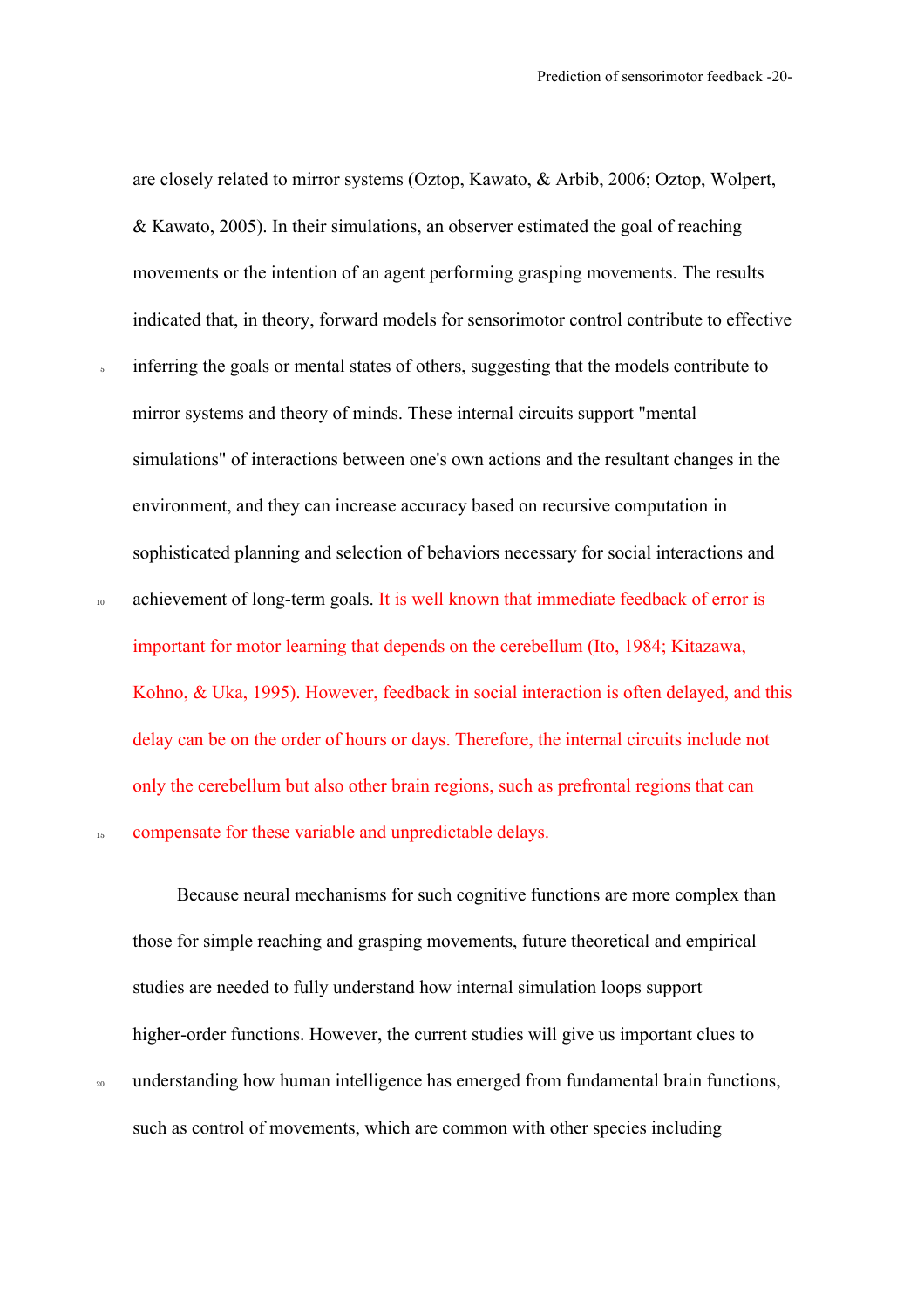are closely related to mirror systems (Oztop, Kawato, & Arbib, 2006; Oztop, Wolpert, & Kawato, 2005). In their simulations, an observer estimated the goal of reaching movements or the intention of an agent performing grasping movements. The results indicated that, in theory, forward models for sensorimotor control contribute to effective inferring the goals or mental states of others, suggesting that the models contribute to mirror systems and theory of minds. These internal circuits support "mental simulations" of interactions between one's own actions and the resultant changes in the environment, and they can increase accuracy based on recursive computation in sophisticated planning and selection of behaviors necessary for social interactions and achievement of long-term goals. It is well known that immediate feedback of error is important for motor learning that depends on the cerebellum (Ito, 1984; Kitazawa, Kohno, & Uka, 1995). However, feedback in social interaction is often delayed, and this delay can be on the order of hours or days. Therefore, the internal circuits include not only the cerebellum but also other brain regions, such as prefrontal regions that can compensate for these variable and unpredictable delays.

Because neural mechanisms for such cognitive functions are more complex than those for simple reaching and grasping movements, future theoretical and empirical studies are needed to fully understand how internal simulation loops support higher-order functions. However, the current studies will give us important clues to understanding how human intelligence has emerged from fundamental brain functions, such as control of movements, which are common with other species including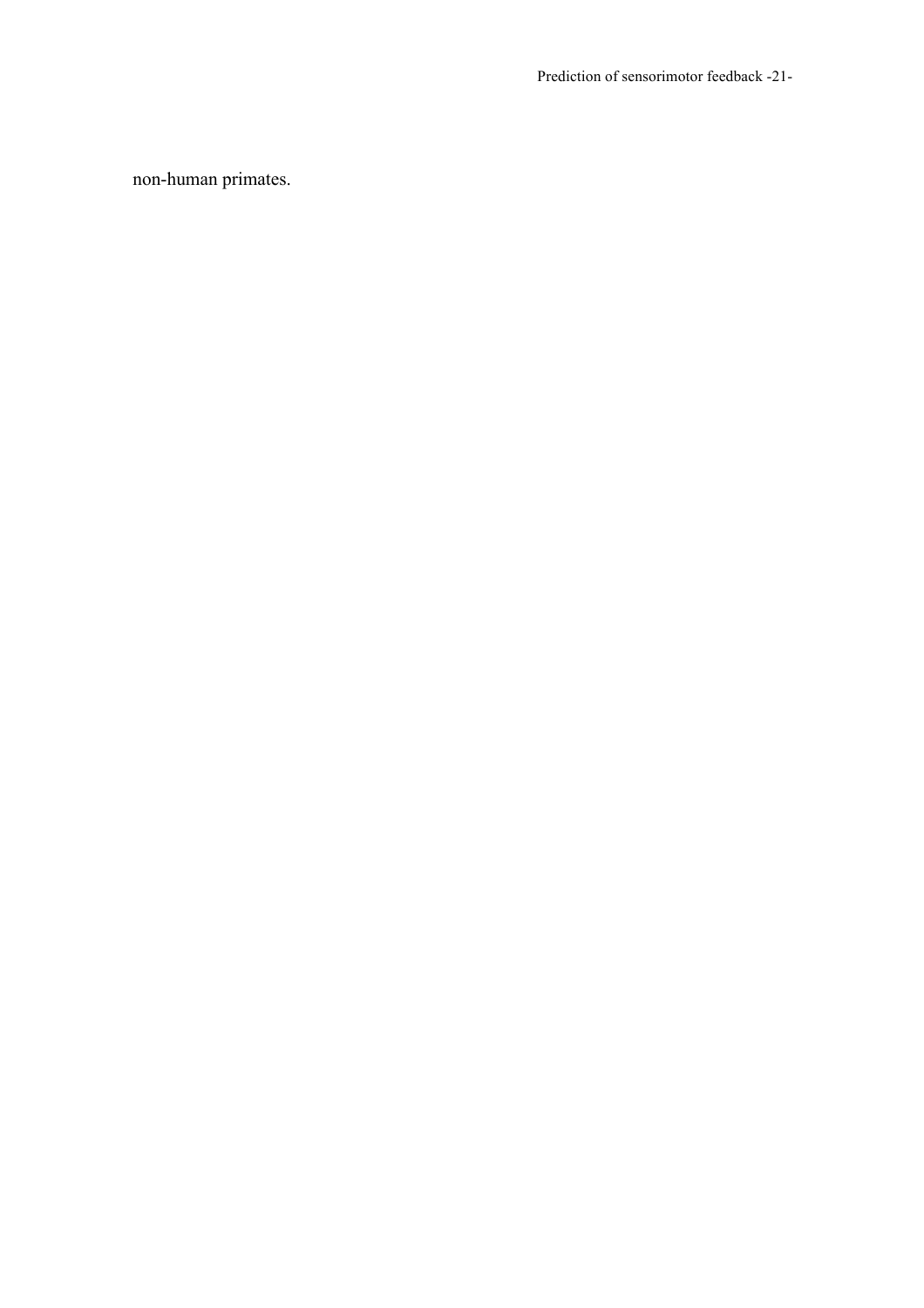non-human primates.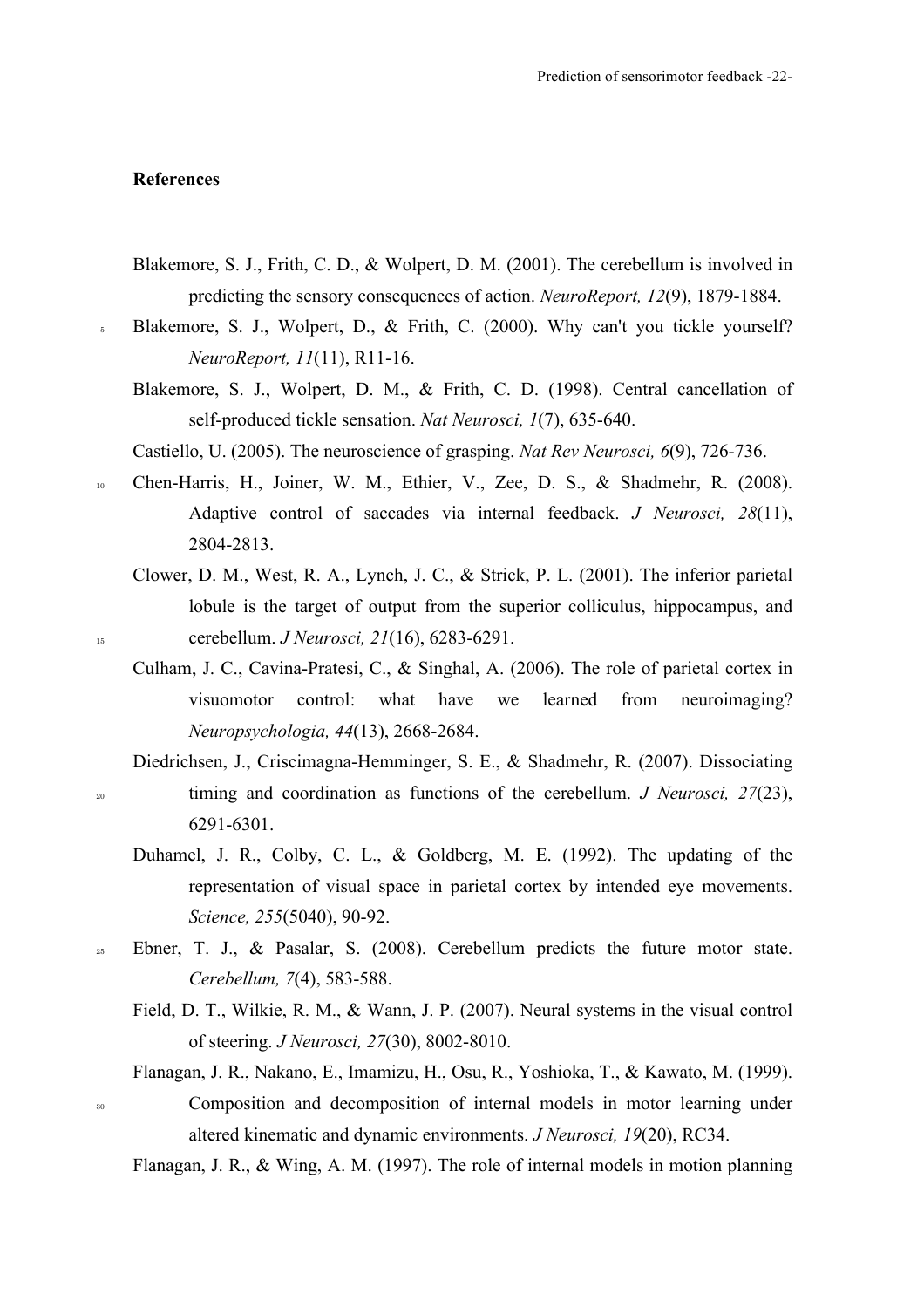**References**

Blakemore, S. J., Frith, C. D., & Wolpert, D. M. (2001). The cerebellum is involved in predicting the sensory consequences of action. *NeuroReport, 12*(9), 1879-1884.

Blakemore, S. J., Wolpert, D., & Frith, C. (2000). Why can't you tickle yourself? *NeuroReport, 11*(11), R11-16.

Blakemore, S. J., Wolpert, D. M., & Frith, C. D. (1998). Central cancellation of self-produced tickle sensation. *Nat Neurosci, 1*(7), 635-640.

Castiello, U. (2005). The neuroscience of grasping. *Nat Rev Neurosci, 6*(9), 726-736.

Chen-Harris, H., Joiner, W. M., Ethier, V., Zee, D. S., & Shadmehr, R. (2008). Adaptive control of saccades via internal feedback. *J Neurosci, 28*(11), 2804-2813.

Clower, D. M., West, R. A., Lynch, J. C., & Strick, P. L. (2001). The inferior parietal lobule is the target of output from the superior colliculus, hippocampus, and cerebellum. *J Neurosci, 21*(16), 6283-6291.

Culham, J. C., Cavina-Pratesi, C., & Singhal, A. (2006). The role of parietal cortex in visuomotor control: what have we learned from neuroimaging? *Neuropsychologia, 44*(13), 2668-2684.

Diedrichsen, J., Criscimagna-Hemminger, S. E., & Shadmehr, R. (2007). Dissociating timing and coordination as functions of the cerebellum. *J Neurosci, 27*(23), 6291-6301.

Duhamel, J. R., Colby, C. L., & Goldberg, M. E. (1992). The updating of the representation of visual space in parietal cortex by intended eye movements. *Science, 255*(5040), 90-92.

Ebner, T. J., & Pasalar, S. (2008). Cerebellum predicts the future motor state. *Cerebellum, 7*(4), 583-588.

Field, D. T., Wilkie, R. M., & Wann, J. P. (2007). Neural systems in the visual control of steering. *J Neurosci, 27*(30), 8002-8010.

Flanagan, J. R., Nakano, E., Imamizu, H., Osu, R., Yoshioka, T., & Kawato, M. (1999). Composition and decomposition of internal models in motor learning under altered kinematic and dynamic environments. *J Neurosci, 19*(20), RC34.

Flanagan, J. R., & Wing, A. M. (1997). The role of internal models in motion planning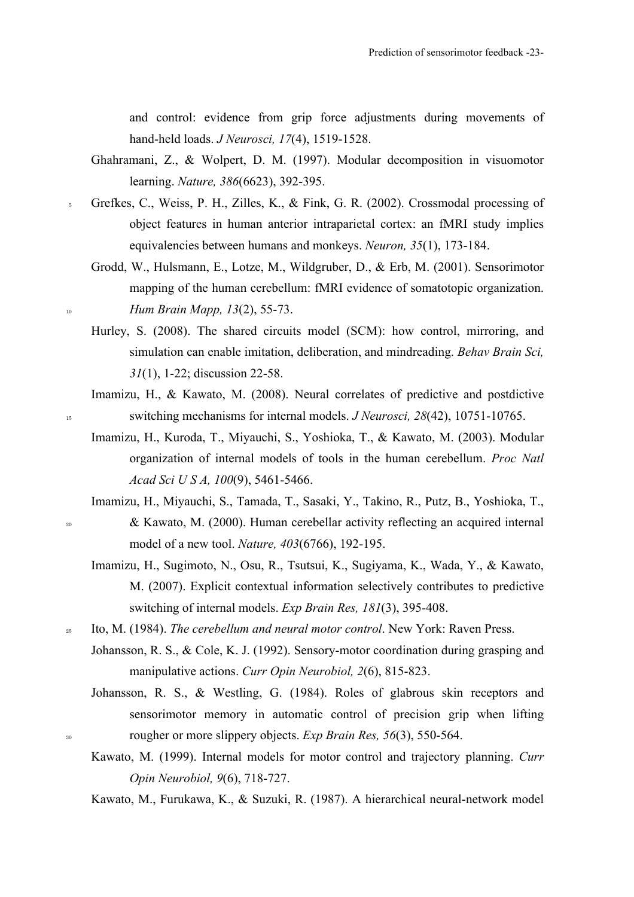and control: evidence from grip force adjustments during movements of hand-held loads. *J Neurosci, 17*(4), 1519-1528.

Ghahramani, Z., & Wolpert, D. M. (1997). Modular decomposition in visuomotor learning. *Nature, 386*(6623), 392-395.

Grefkes, C., Weiss, P. H., Zilles, K., & Fink, G. R. (2002). Crossmodal processing of object features in human anterior intraparietal cortex: an fMRI study implies equivalencies between humans and monkeys. *Neuron, 35*(1), 173-184.

Grodd, W., Hulsmann, E., Lotze, M., Wildgruber, D., & Erb, M. (2001). Sensorimotor mapping of the human cerebellum: fMRI evidence of somatotopic organization. *Hum Brain Mapp, 13*(2), 55-73.

Hurley, S. (2008). The shared circuits model (SCM): how control, mirroring, and simulation can enable imitation, deliberation, and mindreading. *Behav Brain Sci, 31*(1), 1-22; discussion 22-58.

Imamizu, H., & Kawato, M. (2008). Neural correlates of predictive and postdictive switching mechanisms for internal models. *J Neurosci, 28*(42), 10751-10765.

Imamizu, H., Kuroda, T., Miyauchi, S., Yoshioka, T., & Kawato, M. (2003). Modular organization of internal models of tools in the human cerebellum. *Proc Natl Acad Sci U S A, 100*(9), 5461-5466.

Imamizu, H., Miyauchi, S., Tamada, T., Sasaki, Y., Takino, R., Putz, B., Yoshioka, T., & Kawato, M. (2000). Human cerebellar activity reflecting an acquired internal model of a new tool. *Nature, 403*(6766), 192-195.

Imamizu, H., Sugimoto, N., Osu, R., Tsutsui, K., Sugiyama, K., Wada, Y., & Kawato, M. (2007). Explicit contextual information selectively contributes to predictive switching of internal models. *Exp Brain Res, 181*(3), 395-408.

Ito, M. (1984). *The cerebellum and neural motor control*. New York: Raven Press.

Johansson, R. S., & Cole, K. J. (1992). Sensory-motor coordination during grasping and manipulative actions. *Curr Opin Neurobiol, 2*(6), 815-823.

Johansson, R. S., & Westling, G. (1984). Roles of glabrous skin receptors and sensorimotor memory in automatic control of precision grip when lifting rougher or more slippery objects. *Exp Brain Res, 56*(3), 550-564.

Kawato, M. (1999). Internal models for motor control and trajectory planning. *Curr Opin Neurobiol, 9*(6), 718-727.

Kawato, M., Furukawa, K., & Suzuki, R. (1987). A hierarchical neural-network model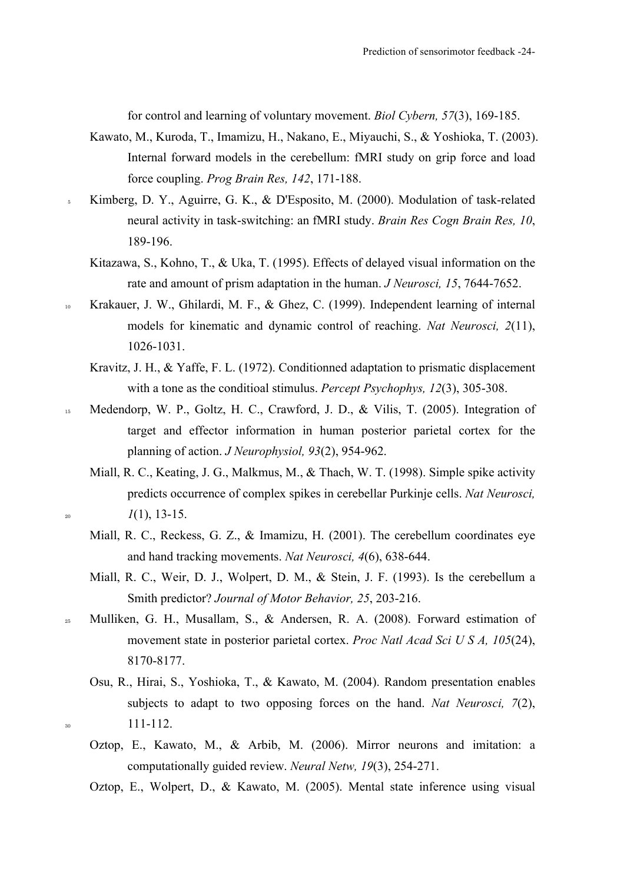for control and learning of voluntary movement. *Biol Cybern, 57*(3), 169-185.

Kawato, M., Kuroda, T., Imamizu, H., Nakano, E., Miyauchi, S., & Yoshioka, T. (2003). Internal forward models in the cerebellum: fMRI study on grip force and load force coupling. *Prog Brain Res, 142*, 171-188.

Kimberg, D. Y., Aguirre, G. K., & D'Esposito, M. (2000). Modulation of task-related neural activity in task-switching: an fMRI study. *Brain Res Cogn Brain Res, 10*, 189-196.

Kitazawa, S., Kohno, T., & Uka, T. (1995). Effects of delayed visual information on the rate and amount of prism adaptation in the human. *J Neurosci, 15*, 7644-7652.

Krakauer, J. W., Ghilardi, M. F., & Ghez, C. (1999). Independent learning of internal models for kinematic and dynamic control of reaching. *Nat Neurosci, 2*(11), 1026-1031.

Kravitz, J. H., & Yaffe, F. L. (1972). Conditionned adaptation to prismatic displacement with a tone as the conditioal stimulus. *Percept Psychophys, 12*(3), 305-308.

Medendorp, W. P., Goltz, H. C., Crawford, J. D., & Vilis, T. (2005). Integration of target and effector information in human posterior parietal cortex for the planning of action. *J Neurophysiol, 93*(2), 954-962.

Miall, R. C., Keating, J. G., Malkmus, M., & Thach, W. T. (1998). Simple spike activity predicts occurrence of complex spikes in cerebellar Purkinje cells. *Nat Neurosci, 1*(1), 13-15.

Miall, R. C., Reckess, G. Z., & Imamizu, H. (2001). The cerebellum coordinates eye and hand tracking movements. *Nat Neurosci, 4*(6), 638-644.

Miall, R. C., Weir, D. J., Wolpert, D. M., & Stein, J. F. (1993). Is the cerebellum a Smith predictor? *Journal of Motor Behavior, 25*, 203-216.

Mulliken, G. H., Musallam, S., & Andersen, R. A. (2008). Forward estimation of movement state in posterior parietal cortex. *Proc Natl Acad Sci U S A, 105*(24), 8170-8177.

Osu, R., Hirai, S., Yoshioka, T., & Kawato, M. (2004). Random presentation enables subjects to adapt to two opposing forces on the hand. *Nat Neurosci, 7*(2), 111-112.

Oztop, E., Kawato, M., & Arbib, M. (2006). Mirror neurons and imitation: a computationally guided review. *Neural Netw, 19*(3), 254-271.

Oztop, E., Wolpert, D., & Kawato, M. (2005). Mental state inference using visual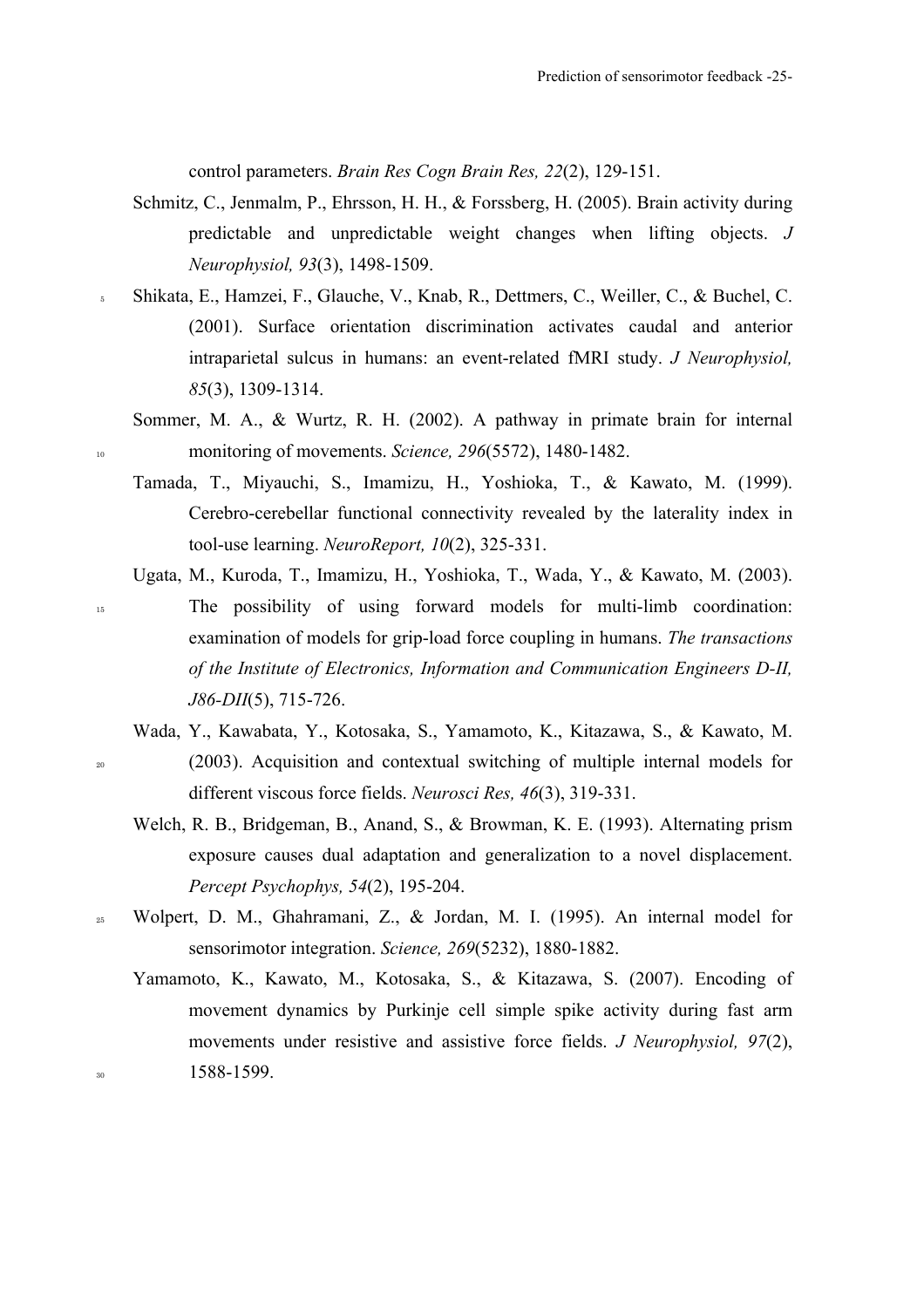control parameters. *Brain Res Cogn Brain Res, 22*(2), 129-151.

Schmitz, C., Jenmalm, P., Ehrsson, H. H., & Forssberg, H. (2005). Brain activity during predictable and unpredictable weight changes when lifting objects. *J Neurophysiol, 93*(3), 1498-1509.

Shikata, E., Hamzei, F., Glauche, V., Knab, R., Dettmers, C., Weiller, C., & Buchel, C. (2001). Surface orientation discrimination activates caudal and anterior intraparietal sulcus in humans: an event-related fMRI study. *J Neurophysiol, 85*(3), 1309-1314.

Sommer, M. A., & Wurtz, R. H. (2002). A pathway in primate brain for internal monitoring of movements. *Science, 296*(5572), 1480-1482.

Tamada, T., Miyauchi, S., Imamizu, H., Yoshioka, T., & Kawato, M. (1999). Cerebro-cerebellar functional connectivity revealed by the laterality index in tool-use learning. *NeuroReport, 10*(2), 325-331.

Ugata, M., Kuroda, T., Imamizu, H., Yoshioka, T., Wada, Y., & Kawato, M. (2003). The possibility of using forward models for multi-limb coordination: examination of models for grip-load force coupling in humans. *The transactions of the Institute of Electronics, Information and Communication Engineers D-II, J86-DII*(5), 715-726.

Wada, Y., Kawabata, Y., Kotosaka, S., Yamamoto, K., Kitazawa, S., & Kawato, M. (2003). Acquisition and contextual switching of multiple internal models for different viscous force fields. *Neurosci Res, 46*(3), 319-331.

Welch, R. B., Bridgeman, B., Anand, S., & Browman, K. E. (1993). Alternating prism exposure causes dual adaptation and generalization to a novel displacement. *Percept Psychophys, 54*(2), 195-204.

Wolpert, D. M., Ghahramani, Z., & Jordan, M. I. (1995). An internal model for sensorimotor integration. *Science, 269*(5232), 1880-1882.

Yamamoto, K., Kawato, M., Kotosaka, S., & Kitazawa, S. (2007). Encoding of movement dynamics by Purkinje cell simple spike activity during fast arm movements under resistive and assistive force fields. *J Neurophysiol, 97*(2), 1588-1599.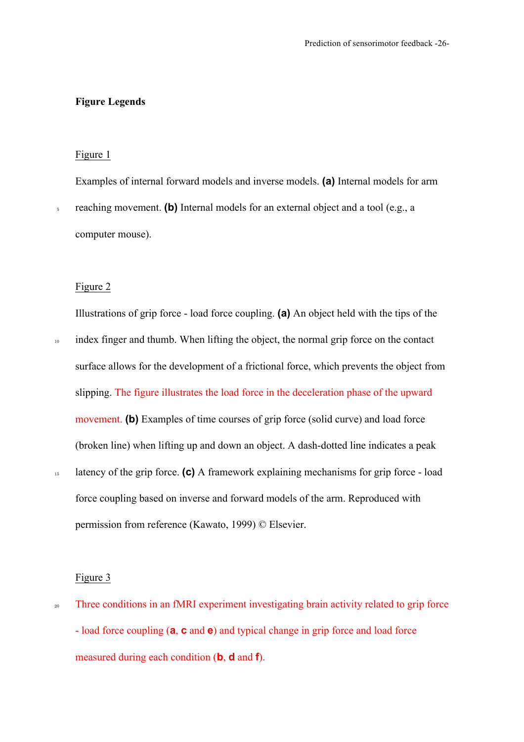**Figure Legends**

Figure 1

Examples of internal forward models and inverse models. **(a)** Internal models for arm reaching movement. **(b)** Internal models for an external object and a tool (e.g., a computer mouse).

Figure 2

Illustrations of grip force - load force coupling. **(a)** An object held with the tips of the index finger and thumb. When lifting the object, the normal grip force on the contact surface allows for the development of a frictional force, which prevents the object from slipping. The figure illustrates the load force in the deceleration phase of the upward movement. **(b)** Examples of time courses of grip force (solid curve) and load force (broken line) when lifting up and down an object. A dash-dotted line indicates a peak latency of the grip force. **(c)** A framework explaining mechanisms for grip force - load force coupling based on inverse and forward models of the arm. Reproduced with permission from reference (Kawato, 1999) © Elsevier.

Figure 3

Three conditions in an fMRI experiment investigating brain activity related to grip force - load force coupling (**a**, **c** and **e**) and typical change in grip force and load force measured during each condition (**b**, **d** and **f**).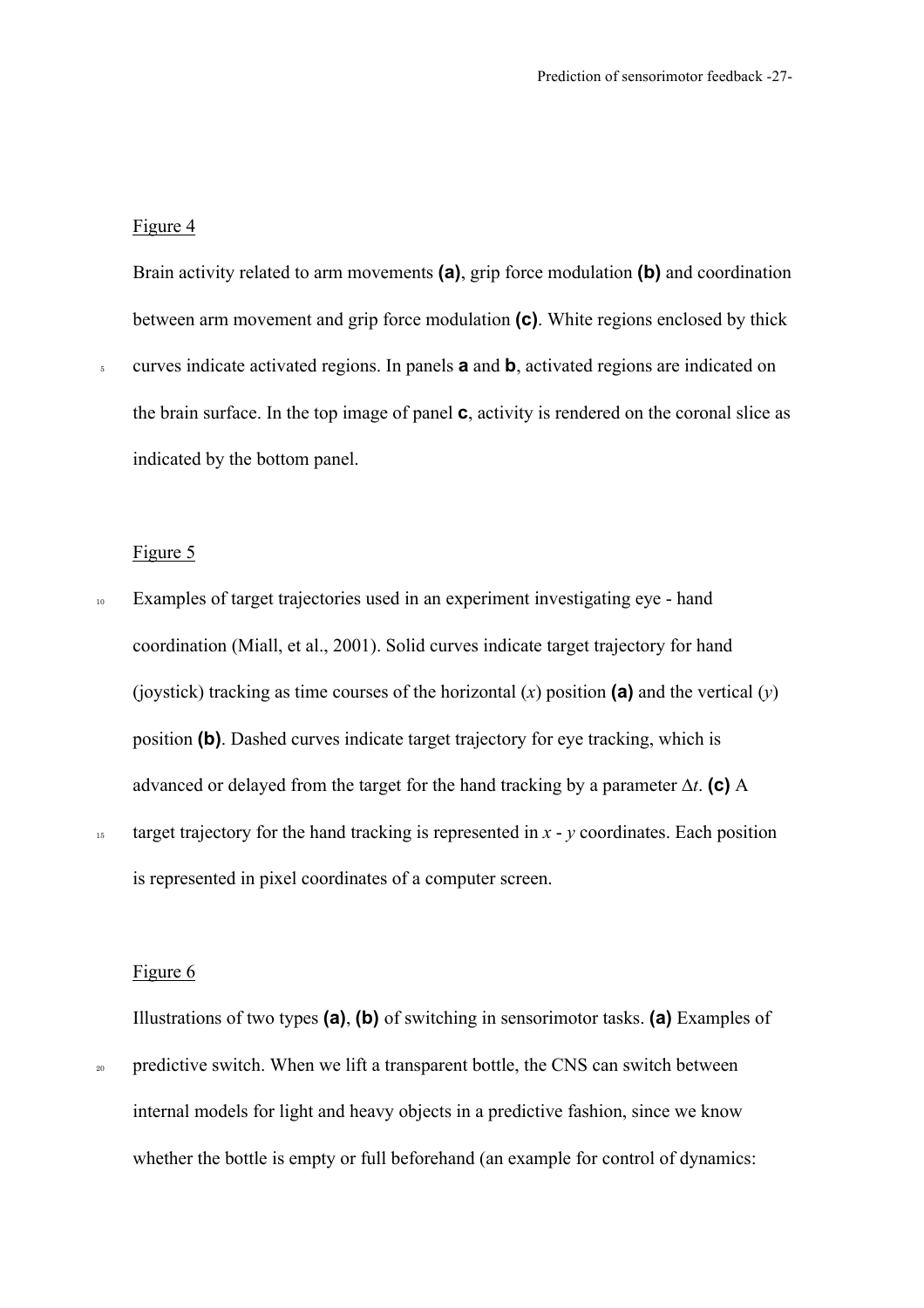Figure 4

Brain activity related to arm movements **(a)**, grip force modulation **(b)** and coordination between arm movement and grip force modulation **(c)**. White regions enclosed by thick curves indicate activated regions. In panels **a** and **b**, activated regions are indicated on the brain surface. In the top image of panel **c**, activity is rendered on the coronal slice as indicated by the bottom panel.

Figure 5

Examples of target trajectories used in an experiment investigating eye - hand coordination (Miall, et al., 2001). Solid curves indicate target trajectory for hand (joystick) tracking as time courses of the horizontal ($x$) position **(a)** and the vertical ($y$) position **(b)**. Dashed curves indicate target trajectory for eye tracking, which is advanced or delayed from the target for the hand tracking by a parameter $\Delta t$. **(c)** A target trajectory for the hand tracking is represented in $x$ - $y$ coordinates. Each position is represented in pixel coordinates of a computer screen.

Figure 6

Illustrations of two types **(a)**, **(b)** of switching in sensorimotor tasks. **(a)** Examples of predictive switch. When we lift a transparent bottle, the CNS can switch between internal models for light and heavy objects in a predictive fashion, since we know whether the bottle is empty or full beforehand (an example for control of dynamics: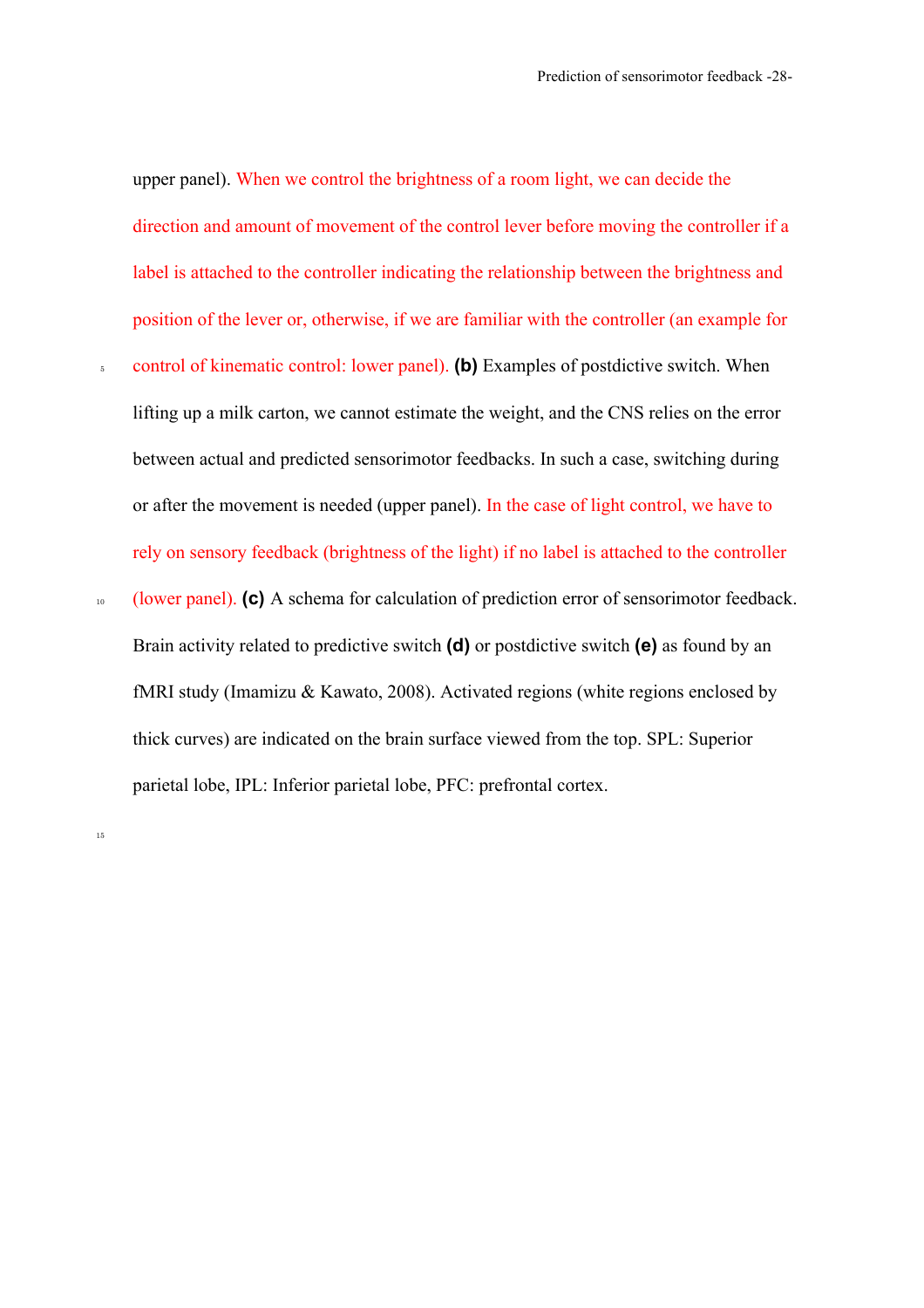upper panel). When we control the brightness of a room light, we can decide the direction and amount of movement of the control lever before moving the controller if a label is attached to the controller indicating the relationship between the brightness and position of the lever or, otherwise, if we are familiar with the controller (an example for control of kinematic control: lower panel). **(b)** Examples of postdictive switch. When lifting up a milk carton, we cannot estimate the weight, and the CNS relies on the error between actual and predicted sensorimotor feedbacks. In such a case, switching during or after the movement is needed (upper panel). In the case of light control, we have to rely on sensory feedback (brightness of the light) if no label is attached to the controller (lower panel). **(c)** A schema for calculation of prediction error of sensorimotor feedback. Brain activity related to predictive switch **(d)** or postdictive switch **(e)** as found by an fMRI study (Imamizu & Kawato, 2008). Activated regions (white regions enclosed by thick curves) are indicated on the brain surface viewed from the top. SPL: Superior parietal lobe, IPL: Inferior parietal lobe, PFC: prefrontal cortex.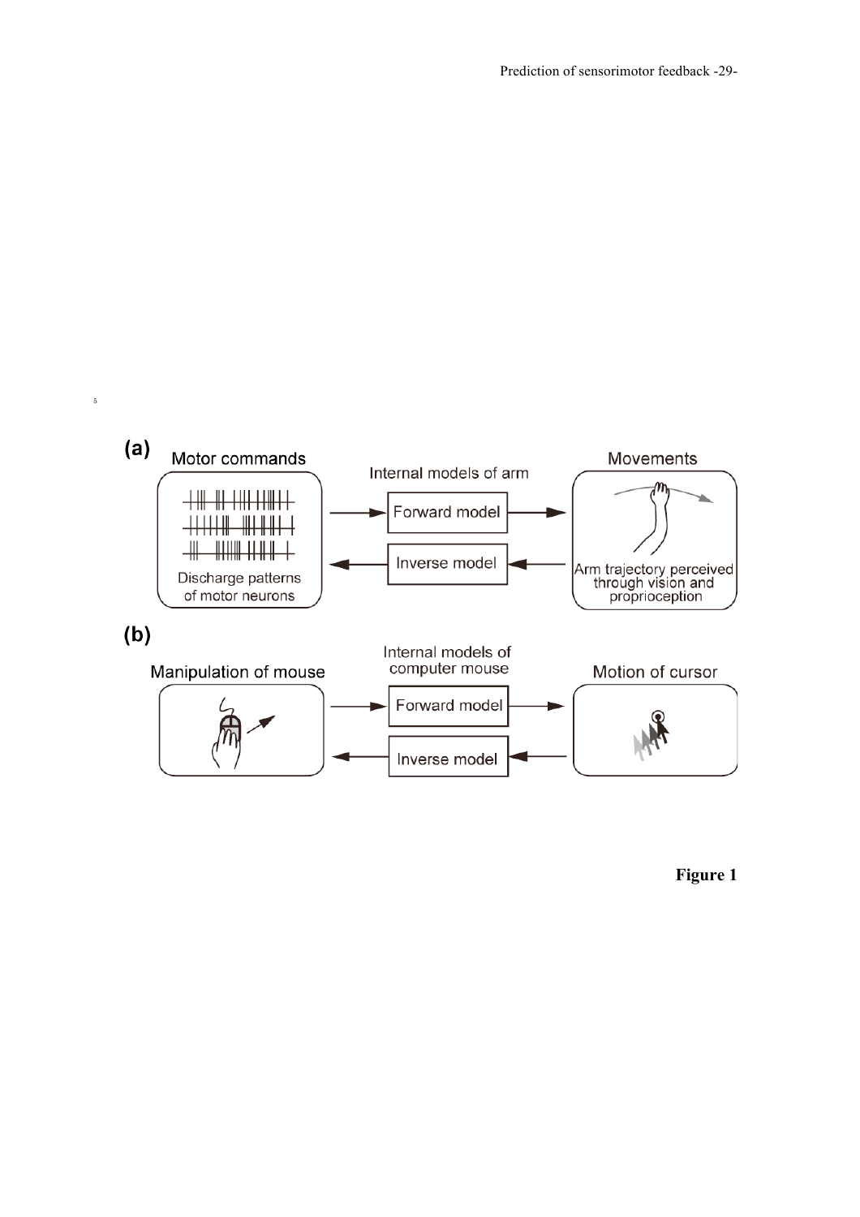**Figure 1**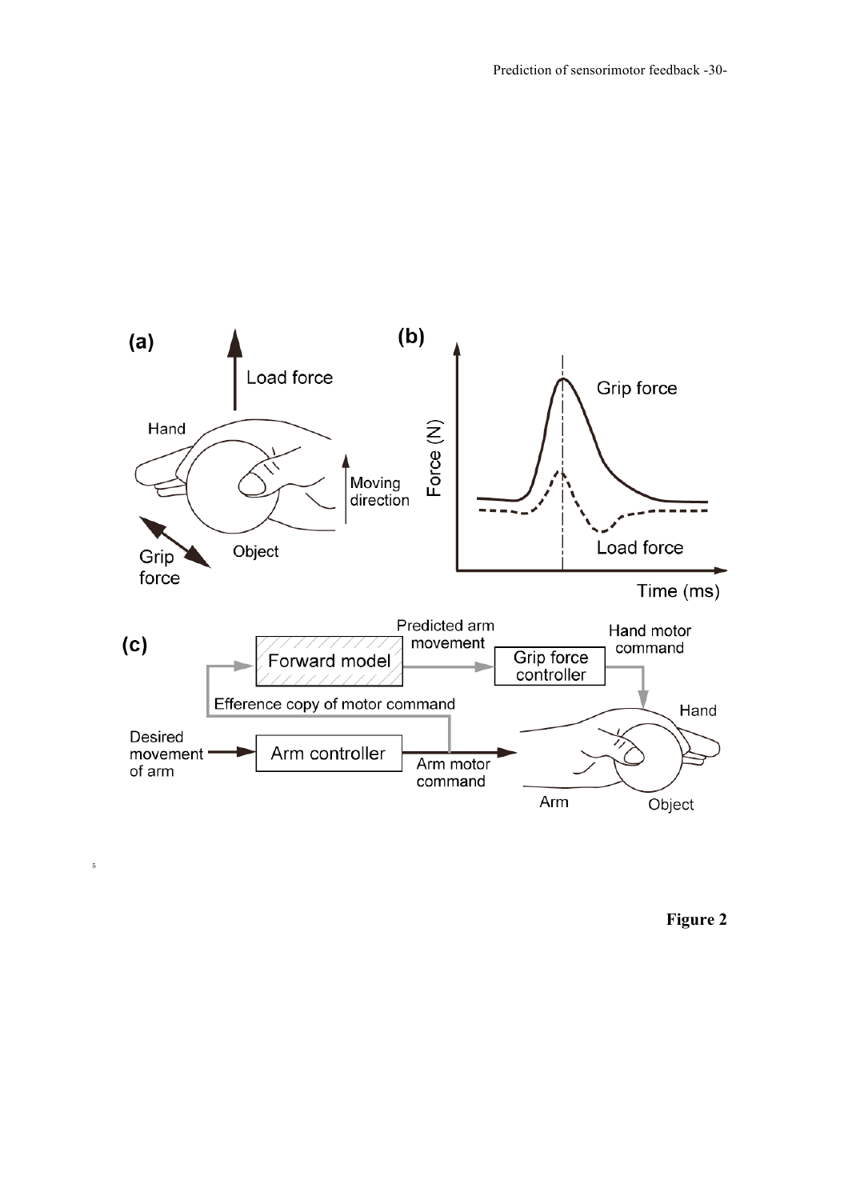**Figure 2**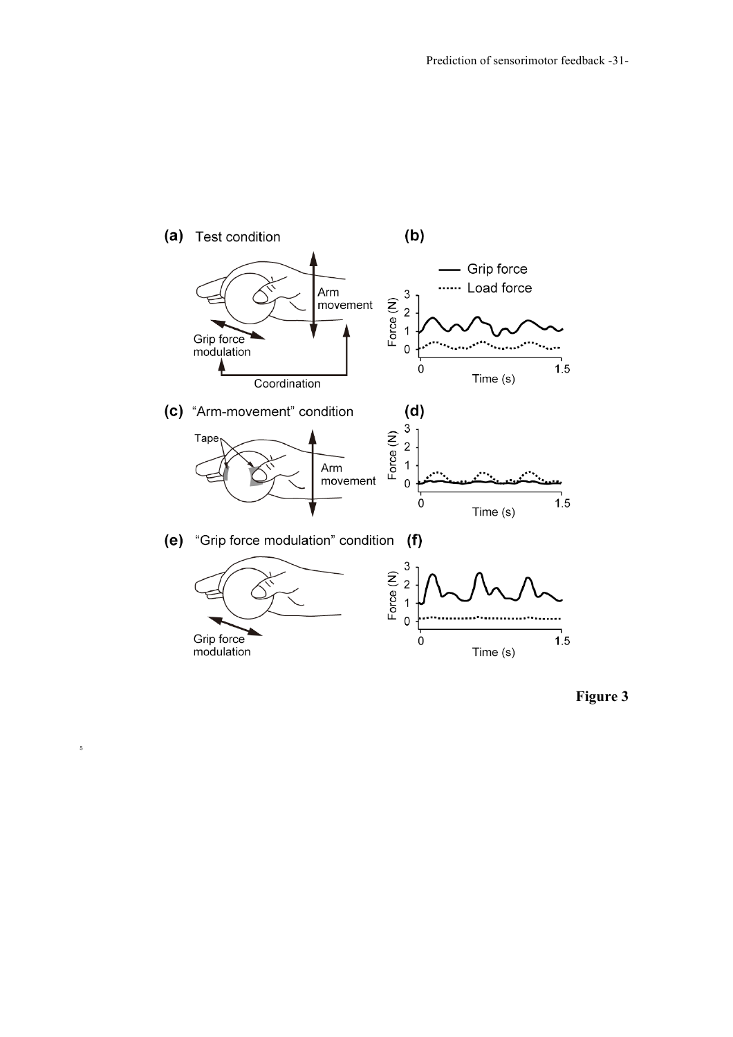**(a)** Test condition

Arm movement

Grip force modulation

Coordination

**(b)**

Grip force

Load force

Force (N)

Time (s)

**(c)** "Arm-movement" condition

Tape

Arm movement

**(d)**

Force (N)

Time (s)

**(e)** "Grip force modulation" condition

Grip force modulation

**(f)**

Force (N)

Time (s)

**Figure 3**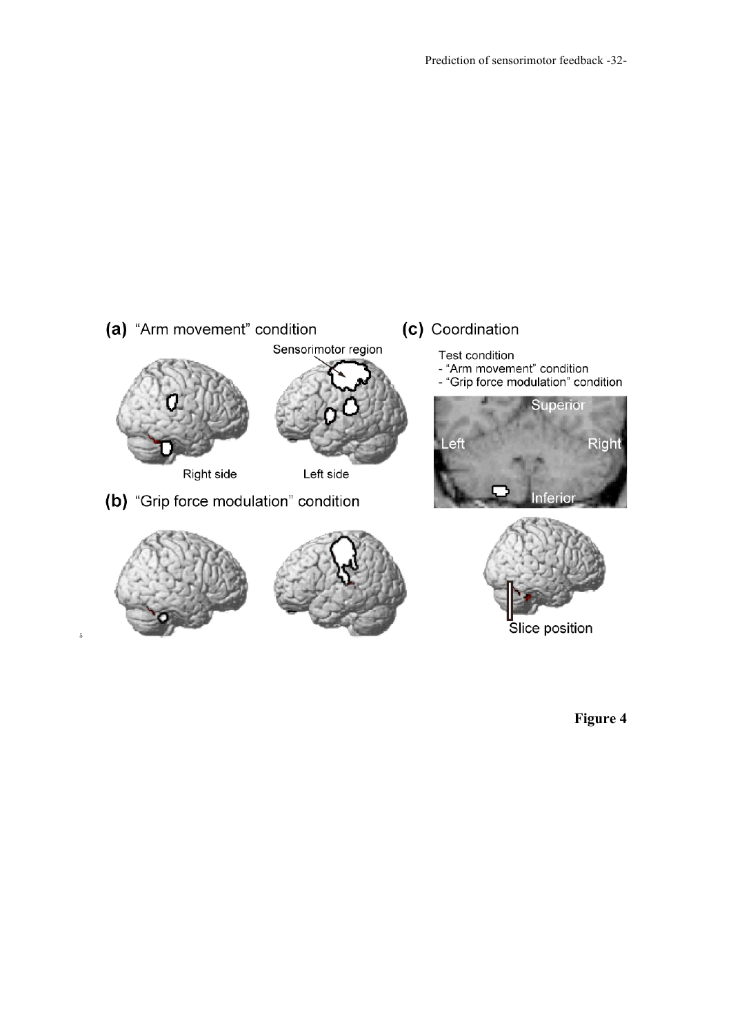(a) "Arm movement" condition

Sensorimotor region

Right side

Left side

(b) "Grip force modulation" condition

(c) Coordination

Test condition
- "Arm movement" condition
- "Grip force modulation" condition

Superior

Left

Right

Inferior

Slice position

**Figure 4**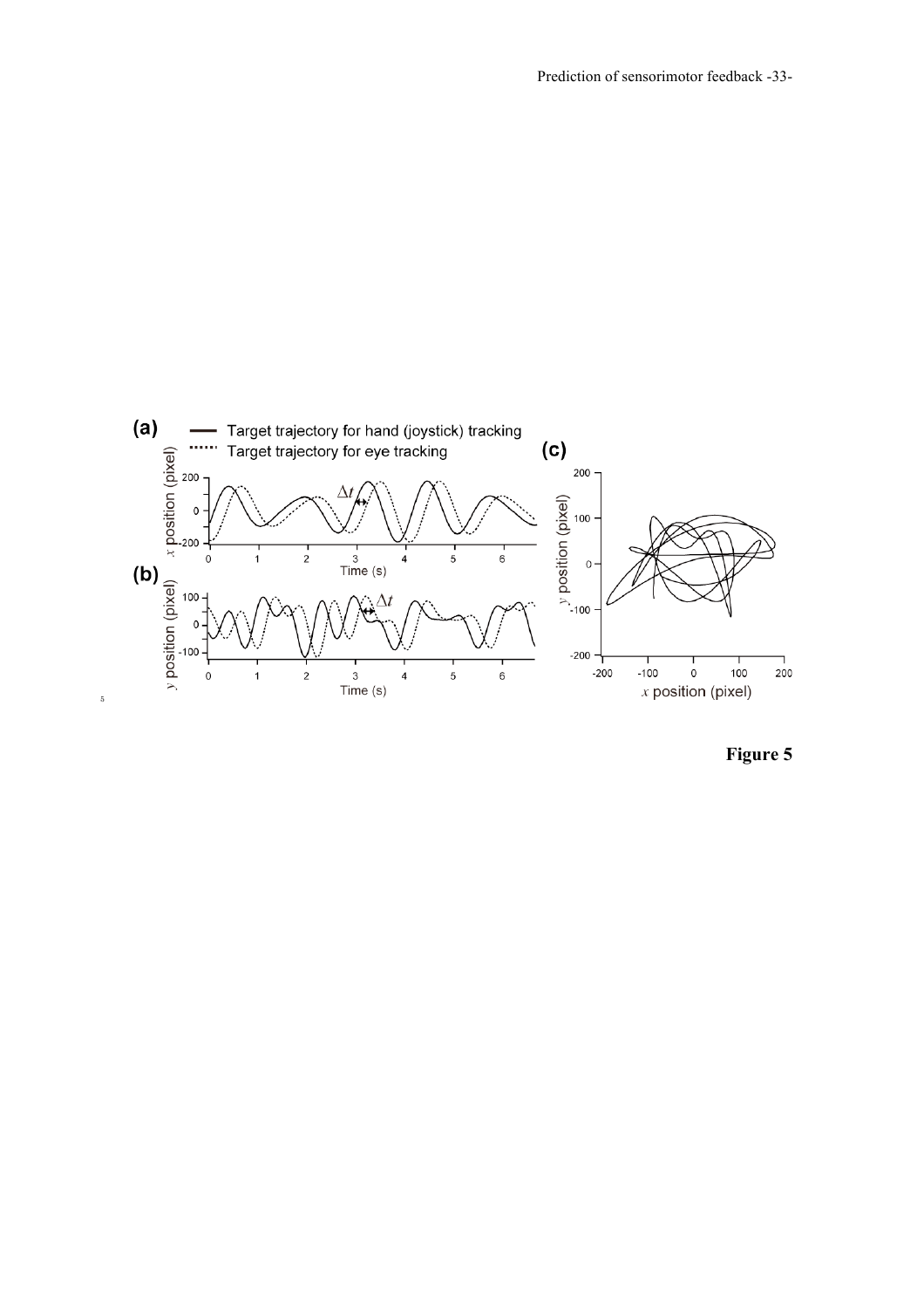**Figure 5**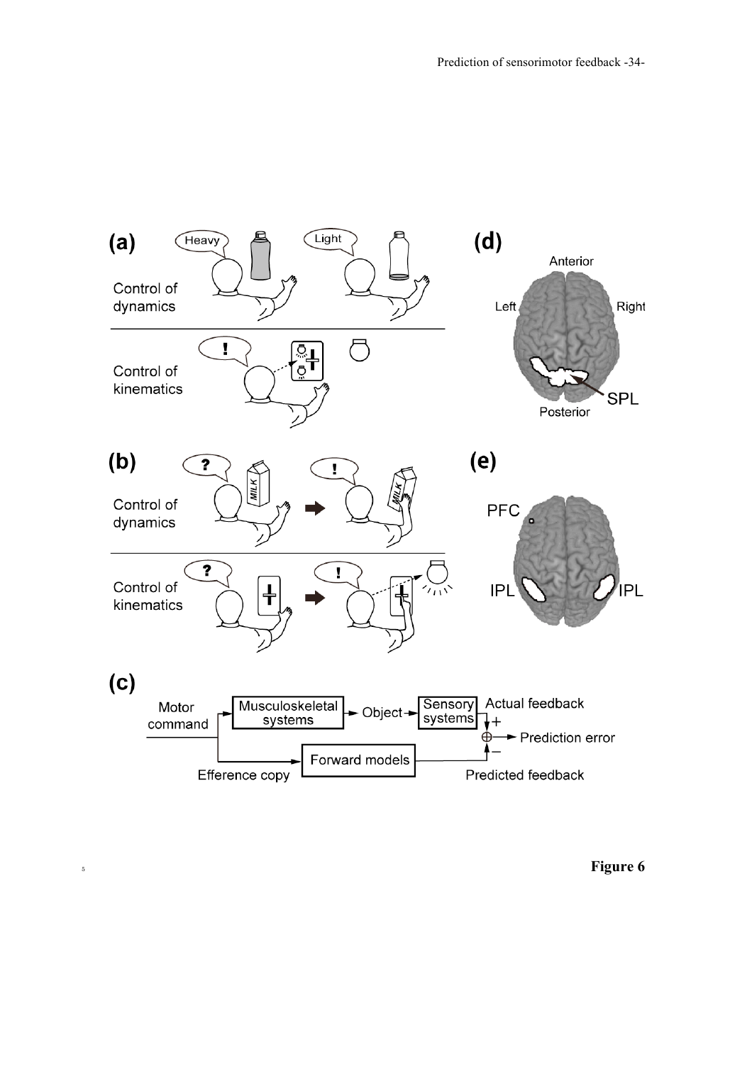(a)

Heavy

Light

Control of dynamics

!

Control of kinematics

(b)

?

MILK

!

MILK

Control of dynamics

?

!

Control of kinematics

(c)

Motor command

Musculoskeletal systems

Object

Sensory systems

Actual feedback

+

Prediction error

−

Forward models

Efference copy

Predicted feedback

(d)

Anterior

Left

Right

SPL

Posterior

(e)

PFC

IPL

IPL

**Figure 6**